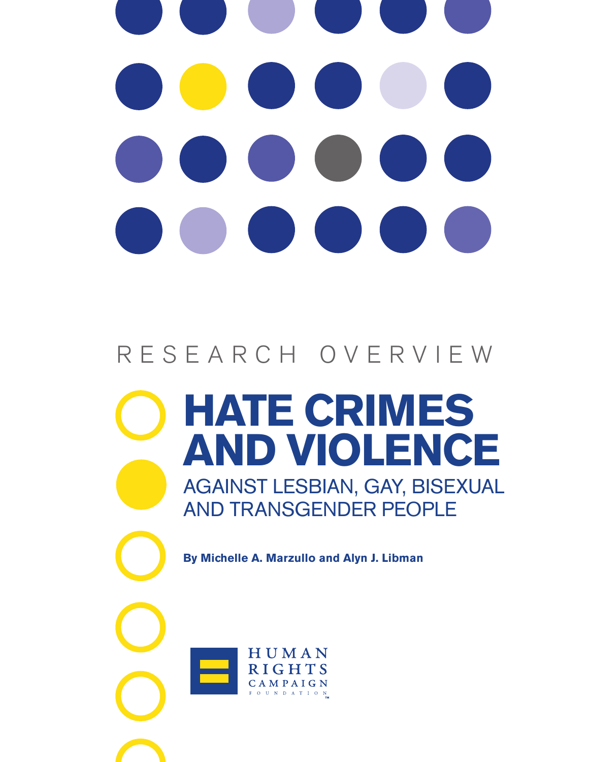RESEARCH OVERVIEW

# HATE CRIMES AND VIOLENCE

## AGAINST LESBIAN, GAY, BISEXUAL AND TRANSGENDER PEOPLE

**By Michelle A. Marzullo and Alyn J. Libman**

HUMAN RIGHTS CAMPAIGN FOUNDATION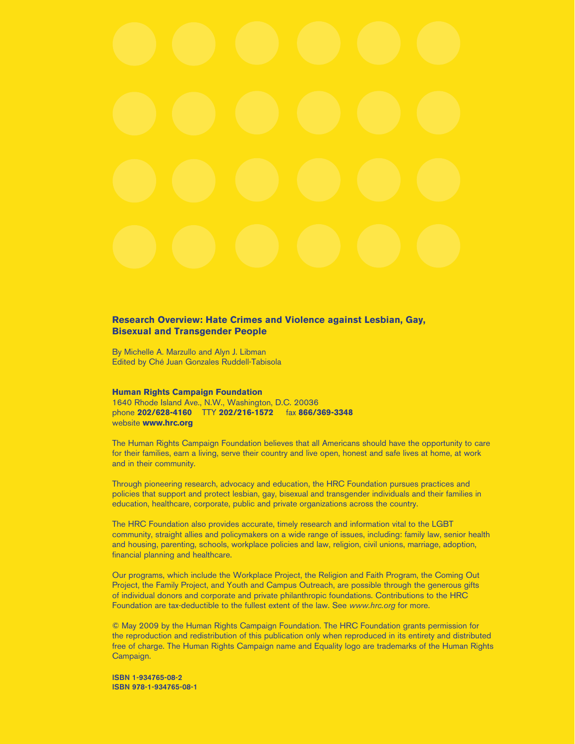**Research Overview: Hate Crimes and Violence against Lesbian, Gay, Bisexual and Transgender People**

By Michelle A. Marzullo and Alyn J. Libman
Edited by Ché Juan Gonzales Ruddell-Tabisola

**Human Rights Campaign Foundation**
1640 Rhode Island Ave., N.W., Washington, D.C. 20036
phone **202/628-4160** TTY **202/216-1572** fax **866/369-3348**
website **www.hrc.org**

The Human Rights Campaign Foundation believes that all Americans should have the opportunity to care for their families, earn a living, serve their country and live open, honest and safe lives at home, at work and in their community.

Through pioneering research, advocacy and education, the HRC Foundation pursues practices and policies that support and protect lesbian, gay, bisexual and transgender individuals and their families in education, healthcare, corporate, public and private organizations across the country.

The HRC Foundation also provides accurate, timely research and information vital to the LGBT community, straight allies and policymakers on a wide range of issues, including: family law, senior health and housing, parenting, schools, workplace policies and law, religion, civil unions, marriage, adoption, financial planning and healthcare.

Our programs, which include the Workplace Project, the Religion and Faith Program, the Coming Out Project, the Family Project, and Youth and Campus Outreach, are possible through the generous gifts of individual donors and corporate and private philanthropic foundations. Contributions to the HRC Foundation are tax-deductible to the fullest extent of the law. See *www.hrc.org* for more.

© May 2009 by the Human Rights Campaign Foundation. The HRC Foundation grants permission for the reproduction and redistribution of this publication only when reproduced in its entirety and distributed free of charge. The Human Rights Campaign name and Equality logo are trademarks of the Human Rights Campaign.

**ISBN 1-934765-08-2**
**ISBN 978-1-934765-08-1**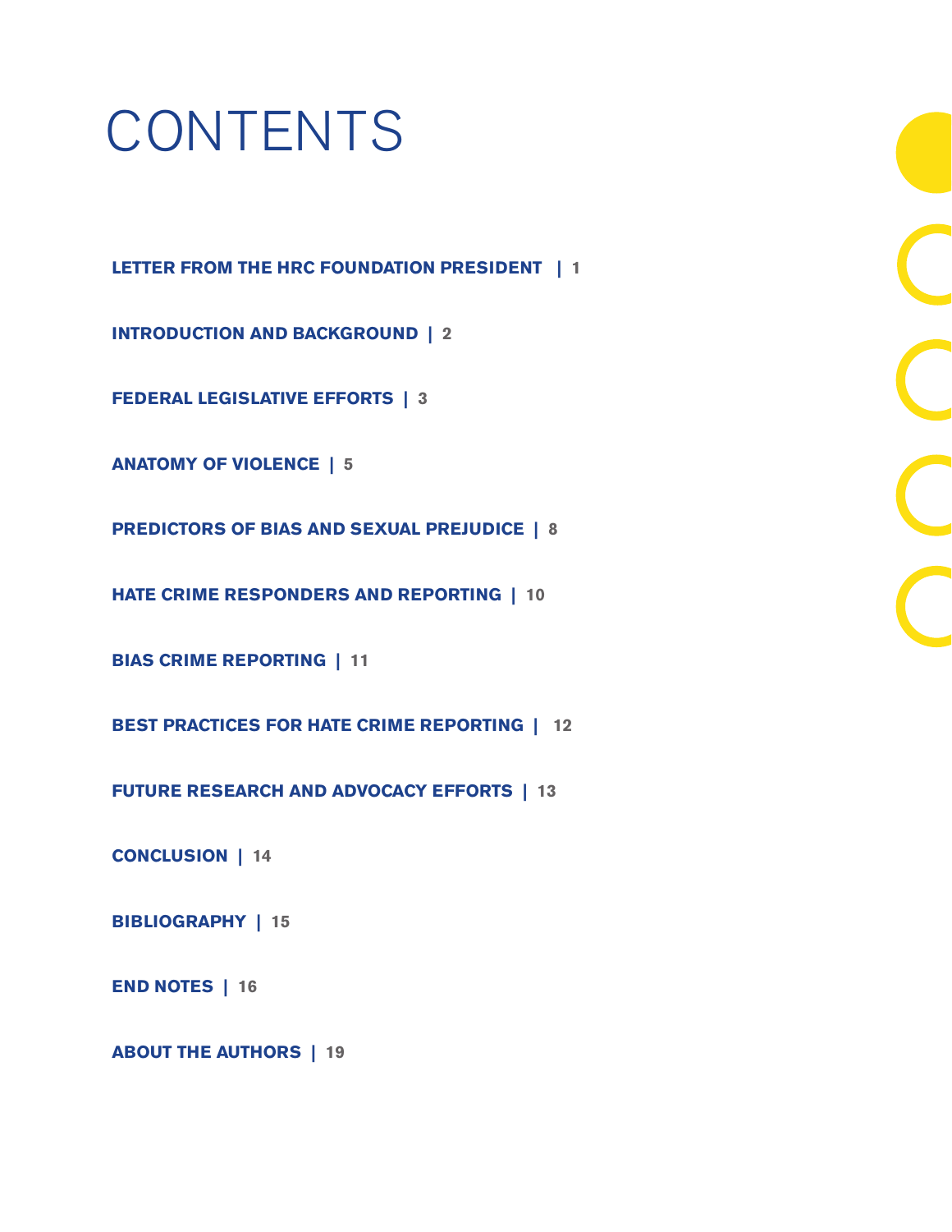# CONTENTS

**LETTER FROM THE HRC FOUNDATION PRESIDENT** | 1

**INTRODUCTION AND BACKGROUND** | 2

**FEDERAL LEGISLATIVE EFFORTS** | 3

**ANATOMY OF VIOLENCE** | 5

**PREDICTORS OF BIAS AND SEXUAL PREJUDICE** | 8

**HATE CRIME RESPONDERS AND REPORTING** | 10

**BIAS CRIME REPORTING** | 11

**BEST PRACTICES FOR HATE CRIME REPORTING** | 12

**FUTURE RESEARCH AND ADVOCACY EFFORTS** | 13

**CONCLUSION** | 14

**BIBLIOGRAPHY** | 15

**END NOTES** | 16

**ABOUT THE AUTHORS** | 19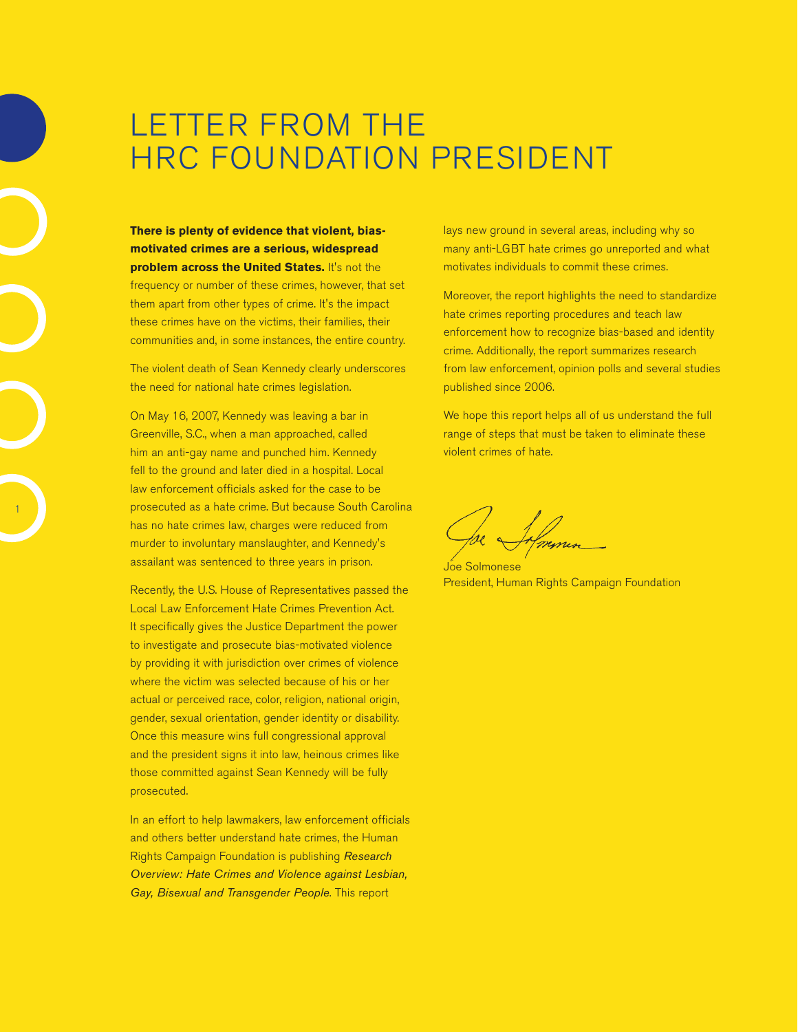# LETTER FROM THE HRC FOUNDATION PRESIDENT

**There is plenty of evidence that violent, bias-motivated crimes are a serious, widespread problem across the United States.** It's not the frequency or number of these crimes, however, that set them apart from other types of crime. It's the impact these crimes have on the victims, their families, their communities and, in some instances, the entire country.

The violent death of Sean Kennedy clearly underscores the need for national hate crimes legislation.

On May 16, 2007, Kennedy was leaving a bar in Greenville, S.C., when a man approached, called him an anti-gay name and punched him. Kennedy fell to the ground and later died in a hospital. Local law enforcement officials asked for the case to be prosecuted as a hate crime. But because South Carolina has no hate crimes law, charges were reduced from murder to involuntary manslaughter, and Kennedy's assailant was sentenced to three years in prison.

Recently, the U.S. House of Representatives passed the Local Law Enforcement Hate Crimes Prevention Act. It specifically gives the Justice Department the power to investigate and prosecute bias-motivated violence by providing it with jurisdiction over crimes of violence where the victim was selected because of his or her actual or perceived race, color, religion, national origin, gender, sexual orientation, gender identity or disability. Once this measure wins full congressional approval and the president signs it into law, heinous crimes like those committed against Sean Kennedy will be fully prosecuted.

In an effort to help lawmakers, law enforcement officials and others better understand hate crimes, the Human Rights Campaign Foundation is publishing *Research Overview: Hate Crimes and Violence against Lesbian, Gay, Bisexual and Transgender People*. This report lays new ground in several areas, including why so many anti-LGBT hate crimes go unreported and what motivates individuals to commit these crimes.

Moreover, the report highlights the need to standardize hate crimes reporting procedures and teach law enforcement how to recognize bias-based and identity crime. Additionally, the report summarizes research from law enforcement, opinion polls and several studies published since 2006.

We hope this report helps all of us understand the full range of steps that must be taken to eliminate these violent crimes of hate.

Joe Solmonese
President, Human Rights Campaign Foundation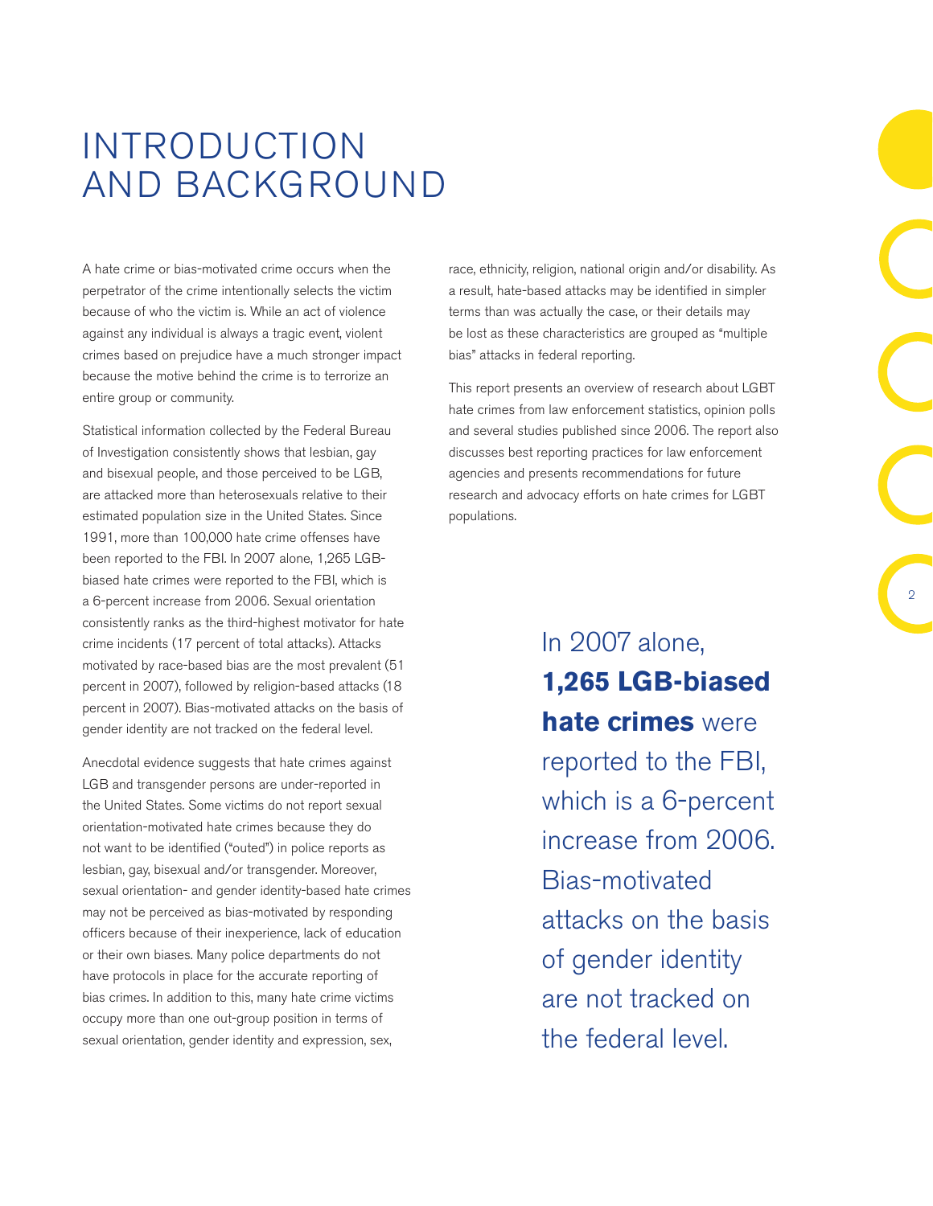# INTRODUCTION AND BACKGROUND

A hate crime or bias-motivated crime occurs when the perpetrator of the crime intentionally selects the victim because of who the victim is. While an act of violence against any individual is always a tragic event, violent crimes based on prejudice have a much stronger impact because the motive behind the crime is to terrorize an entire group or community.

Statistical information collected by the Federal Bureau of Investigation consistently shows that lesbian, gay and bisexual people, and those perceived to be LGB, are attacked more than heterosexuals relative to their estimated population size in the United States. Since 1991, more than 100,000 hate crime offenses have been reported to the FBI. In 2007 alone, 1,265 LGB-biased hate crimes were reported to the FBI, which is a 6-percent increase from 2006. Sexual orientation consistently ranks as the third-highest motivator for hate crime incidents (17 percent of total attacks). Attacks motivated by race-based bias are the most prevalent (51 percent in 2007), followed by religion-based attacks (18 percent in 2007). Bias-motivated attacks on the basis of gender identity are not tracked on the federal level.

Anecdotal evidence suggests that hate crimes against LGB and transgender persons are under-reported in the United States. Some victims do not report sexual orientation-motivated hate crimes because they do not want to be identified ("outed") in police reports as lesbian, gay, bisexual and/or transgender. Moreover, sexual orientation- and gender identity-based hate crimes may not be perceived as bias-motivated by responding officers because of their inexperience, lack of education or their own biases. Many police departments do not have protocols in place for the accurate reporting of bias crimes. In addition to this, many hate crime victims occupy more than one out-group position in terms of sexual orientation, gender identity and expression, sex, race, ethnicity, religion, national origin and/or disability. As a result, hate-based attacks may be identified in simpler terms than was actually the case, or their details may be lost as these characteristics are grouped as "multiple bias" attacks in federal reporting.

This report presents an overview of research about LGBT hate crimes from law enforcement statistics, opinion polls and several studies published since 2006. The report also discusses best reporting practices for law enforcement agencies and presents recommendations for future research and advocacy efforts on hate crimes for LGBT populations.

> In 2007 alone, **1,265 LGB-biased hate crimes** were reported to the FBI, which is a 6-percent increase from 2006. Bias-motivated attacks on the basis of gender identity are not tracked on the federal level.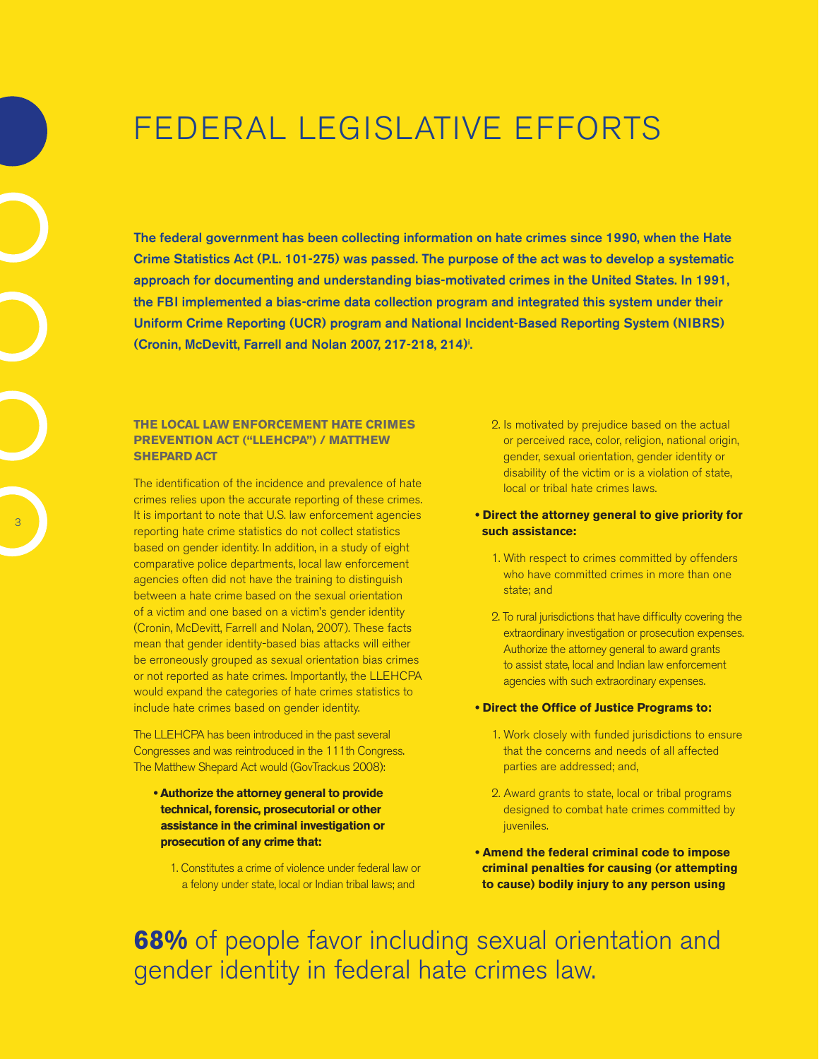# FEDERAL LEGISLATIVE EFFORTS

**The federal government has been collecting information on hate crimes since 1990, when the Hate Crime Statistics Act (P.L. 101-275) was passed. The purpose of the act was to develop a systematic approach for documenting and understanding bias-motivated crimes in the United States. In 1991, the FBI implemented a bias-crime data collection program and integrated this system under their Uniform Crime Reporting (UCR) program and National Incident-Based Reporting System (NIBRS) (Cronin, McDevitt, Farrell and Nolan 2007, 217-218, 214)[i].**

### THE LOCAL LAW ENFORCEMENT HATE CRIMES PREVENTION ACT ("LLEHCPA") / MATTHEW SHEPARD ACT

The identification of the incidence and prevalence of hate crimes relies upon the accurate reporting of these crimes. It is important to note that U.S. law enforcement agencies reporting hate crime statistics do not collect statistics based on gender identity. In addition, in a study of eight comparative police departments, local law enforcement agencies often did not have the training to distinguish between a hate crime based on the sexual orientation of a victim and one based on a victim's gender identity (Cronin, McDevitt, Farrell and Nolan, 2007). These facts mean that gender identity-based bias attacks will either be erroneously grouped as sexual orientation bias crimes or not reported as hate crimes. Importantly, the LLEHCPA would expand the categories of hate crimes statistics to include hate crimes based on gender identity.

The LLEHCPA has been introduced in the past several Congresses and was reintroduced in the 111th Congress. The Matthew Shepard Act would (GovTrack.us 2008):

- **Authorize the attorney general to provide technical, forensic, prosecutorial or other assistance in the criminal investigation or prosecution of any crime that:**
  1. Constitutes a crime of violence under federal law or a felony under state, local or Indian tribal laws; and
  2. Is motivated by prejudice based on the actual or perceived race, color, religion, national origin, gender, sexual orientation, gender identity or disability of the victim or is a violation of state, local or tribal hate crimes laws.
- **Direct the attorney general to give priority for such assistance:**
  1. With respect to crimes committed by offenders who have committed crimes in more than one state; and
  2. To rural jurisdictions that have difficulty covering the extraordinary investigation or prosecution expenses. Authorize the attorney general to award grants to assist state, local and Indian law enforcement agencies with such extraordinary expenses.
- **Direct the Office of Justice Programs to:**
  1. Work closely with funded jurisdictions to ensure that the concerns and needs of all affected parties are addressed; and,
  2. Award grants to state, local or tribal programs designed to combat hate crimes committed by juveniles.
- **Amend the federal criminal code to impose criminal penalties for causing (or attempting to cause) bodily injury to any person using**

**68%** of people favor including sexual orientation and gender identity in federal hate crimes law.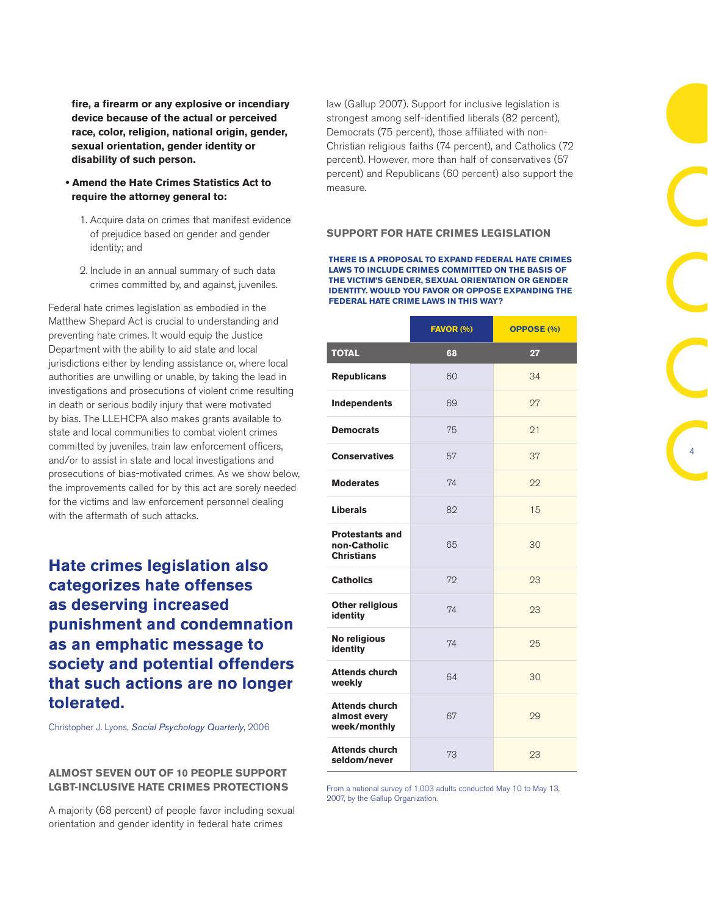**fire, a firearm or any explosive or incendiary device because of the actual or perceived race, color, religion, national origin, gender, sexual orientation, gender identity or disability of such person.**

- **Amend the Hate Crimes Statistics Act to require the attorney general to:**
  1. Acquire data on crimes that manifest evidence of prejudice based on gender and gender identity; and
  2. Include in an annual summary of such data crimes committed by, and against, juveniles.

Federal hate crimes legislation as embodied in the Matthew Shepard Act is crucial to understanding and preventing hate crimes. It would equip the Justice Department with the ability to aid state and local jurisdictions either by lending assistance or, where local authorities are unwilling or unable, by taking the lead in investigations and prosecutions of violent crime resulting in death or serious bodily injury that were motivated by bias. The LLEHCPA also makes grants available to state and local communities to combat violent crimes committed by juveniles, train law enforcement officers, and/or to assist in state and local investigations and prosecutions of bias-motivated crimes. As we show below, the improvements called for by this act are sorely needed for the victims and law enforcement personnel dealing with the aftermath of such attacks.

> **Hate crimes legislation also categorizes hate offenses as deserving increased punishment and condemnation as an emphatic message to society and potential offenders that such actions are no longer tolerated.**
>
> Christopher J. Lyons, *Social Psychology Quarterly*, 2006

## ALMOST SEVEN OUT OF 10 PEOPLE SUPPORT LGBT-INCLUSIVE HATE CRIMES PROTECTIONS

A majority (68 percent) of people favor including sexual orientation and gender identity in federal hate crimes law (Gallup 2007). Support for inclusive legislation is strongest among self-identified liberals (82 percent), Democrats (75 percent), those affiliated with non-Christian religious faiths (74 percent), and Catholics (72 percent). However, more than half of conservatives (57 percent) and Republicans (60 percent) also support the measure.

### SUPPORT FOR HATE CRIMES LEGISLATION

**THERE IS A PROPOSAL TO EXPAND FEDERAL HATE CRIMES LAWS TO INCLUDE CRIMES COMMITTED ON THE BASIS OF THE VICTIM'S GENDER, SEXUAL ORIENTATION OR GENDER IDENTITY. WOULD YOU FAVOR OR OPPOSE EXPANDING THE FEDERAL HATE CRIME LAWS IN THIS WAY?**

| | FAVOR (%) | OPPOSE (%) |
|---|---|---|
| **TOTAL** | **68** | **27** |
| **Republicans** | 60 | 34 |
| **Independents** | 69 | 27 |
| **Democrats** | 75 | 21 |
| **Conservatives** | 57 | 37 |
| **Moderates** | 74 | 22 |
| **Liberals** | 82 | 15 |
| **Protestants and non-Catholic Christians** | 65 | 30 |
| **Catholics** | 72 | 23 |
| **Other religious identity** | 74 | 23 |
| **No religious identity** | 74 | 25 |
| **Attends church weekly** | 64 | 30 |
| **Attends church almost every week/monthly** | 67 | 29 |
| **Attends church seldom/never** | 73 | 23 |

From a national survey of 1,003 adults conducted May 10 to May 13, 2007, by the Gallup Organization.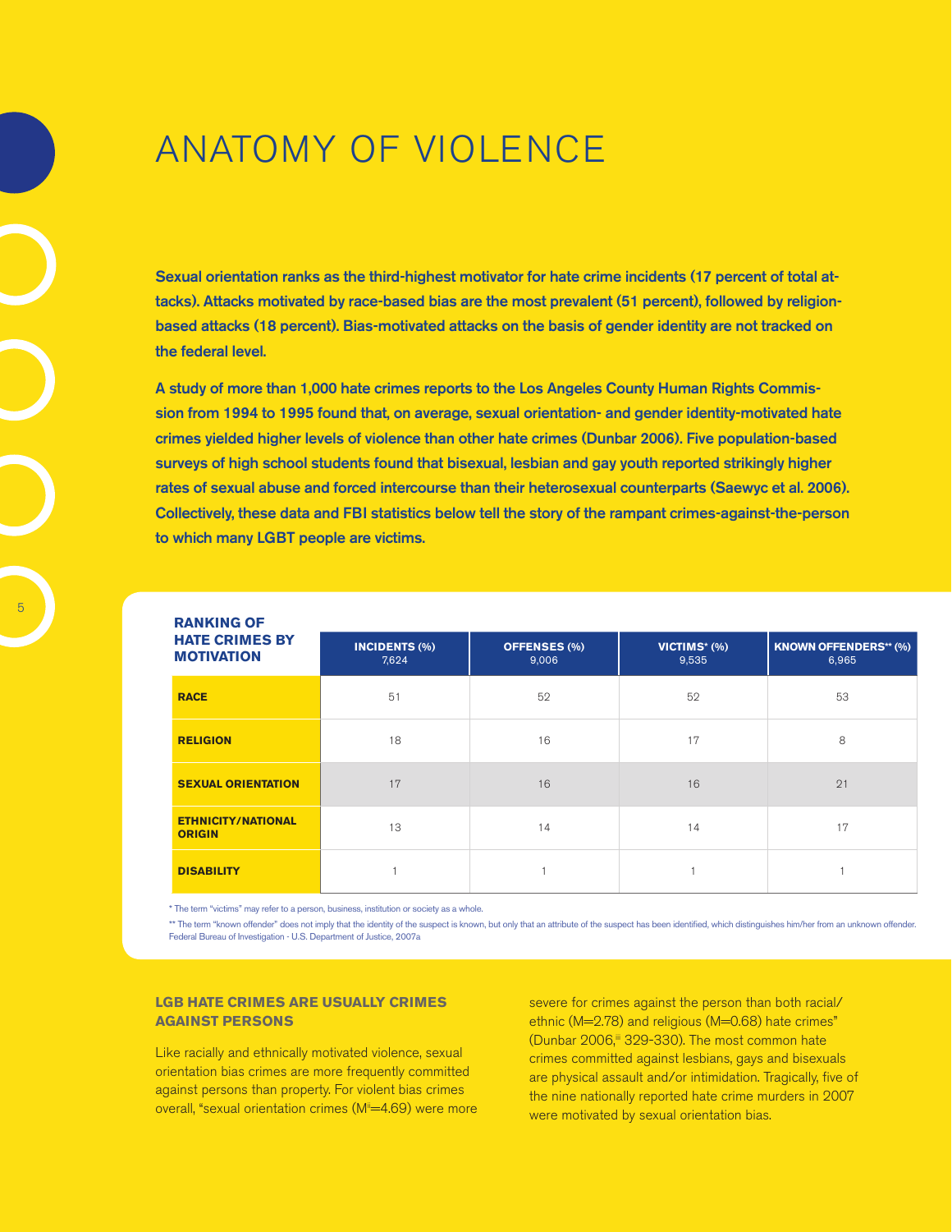# ANATOMY OF VIOLENCE

**Sexual orientation ranks as the third-highest motivator for hate crime incidents (17 percent of total attacks). Attacks motivated by race-based bias are the most prevalent (51 percent), followed by religion-based attacks (18 percent). Bias-motivated attacks on the basis of gender identity are not tracked on the federal level.**

**A study of more than 1,000 hate crimes reports to the Los Angeles County Human Rights Commission from 1994 to 1995 found that, on average, sexual orientation- and gender identity-motivated hate crimes yielded higher levels of violence than other hate crimes (Dunbar 2006). Five population-based surveys of high school students found that bisexual, lesbian and gay youth reported strikingly higher rates of sexual abuse and forced intercourse than their heterosexual counterparts (Saewyc et al. 2006). Collectively, these data and FBI statistics below tell the story of the rampant crimes-against-the-person to which many LGBT people are victims.**

| RANKING OF HATE CRIMES BY MOTIVATION | INCIDENTS (%) 7,624 | OFFENSES (%) 9,006 | VICTIMS* (%) 9,535 | KNOWN OFFENDERS** (%) 6,965 |
|---|---|---|---|---|
| **RACE** | 51 | 52 | 52 | 53 |
| **RELIGION** | 18 | 16 | 17 | 8 |
| **SEXUAL ORIENTATION** | 17 | 16 | 16 | 21 |
| **ETHNICITY/NATIONAL ORIGIN** | 13 | 14 | 14 | 17 |
| **DISABILITY** | 1 | 1 | 1 | 1 |

\* The term "victims" may refer to a person, business, institution or society as a whole.

\*\* The term "known offender" does not imply that the identity of the suspect is known, but only that an attribute of the suspect has been identified, which distinguishes him/her from an unknown offender.
Federal Bureau of Investigation - U.S. Department of Justice, 2007a

### LGB HATE CRIMES ARE USUALLY CRIMES AGAINST PERSONS

Like racially and ethnically motivated violence, sexual orientation bias crimes are more frequently committed against persons than property. For violent bias crimes overall, "sexual orientation crimes (M[ii]=4.69) were more severe for crimes against the person than both racial/ethnic (M=2.78) and religious (M=0.68) hate crimes" (Dunbar 2006,[iii] 329-330). The most common hate crimes committed against lesbians, gays and bisexuals are physical assault and/or intimidation. Tragically, five of the nine nationally reported hate crime murders in 2007 were motivated by sexual orientation bias.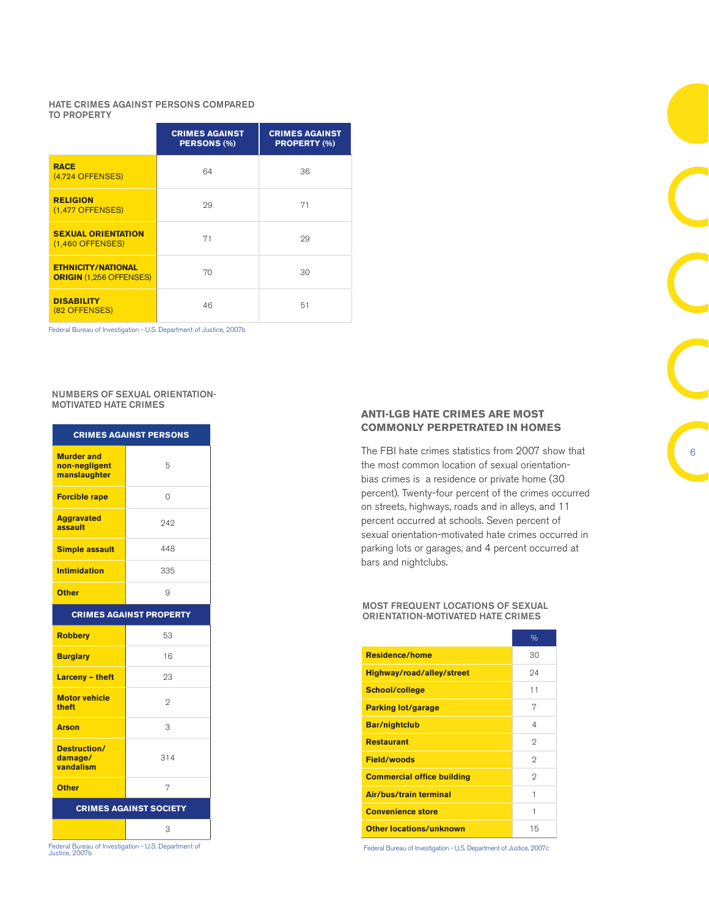#### HATE CRIMES AGAINST PERSONS COMPARED TO PROPERTY

| | CRIMES AGAINST PERSONS (%) | CRIMES AGAINST PROPERTY (%) |
|---|---|---|
| **RACE** (4,724 OFFENSES) | 64 | 36 |
| **RELIGION** (1,477 OFFENSES) | 29 | 71 |
| **SEXUAL ORIENTATION** (1,460 OFFENSES) | 71 | 29 |
| **ETHNICITY/NATIONAL ORIGIN** (1,256 OFFENSES) | 70 | 30 |
| **DISABILITY** (82 OFFENSES) | 46 | 51 |

Federal Bureau of Investigation - U.S. Department of Justice, 2007b

#### NUMBERS OF SEXUAL ORIENTATION-MOTIVATED HATE CRIMES

| CRIMES AGAINST PERSONS | |
|---|---|
| **Murder and non-negligent manslaughter** | 5 |
| **Forcible rape** | 0 |
| **Aggravated assault** | 242 |
| **Simple assault** | 448 |
| **Intimidation** | 335 |
| **Other** | 9 |
| **CRIMES AGAINST PROPERTY** | |
| **Robbery** | 53 |
| **Burglary** | 16 |
| **Larceny – theft** | 23 |
| **Motor vehicle theft** | 2 |
| **Arson** | 3 |
| **Destruction/ damage/ vandalism** | 314 |
| **Other** | 7 |
| **CRIMES AGAINST SOCIETY** | |
| | 3 |

Federal Bureau of Investigation - U.S. Department of Justice, 2007b

## ANTI-LGB HATE CRIMES ARE MOST COMMONLY PERPETRATED IN HOMES

The FBI hate crimes statistics from 2007 show that the most common location of sexual orientation-bias crimes is a residence or private home (30 percent). Twenty-four percent of the crimes occurred on streets, highways, roads and in alleys, and 11 percent occurred at schools. Seven percent of sexual orientation-motivated hate crimes occurred in parking lots or garages, and 4 percent occurred at bars and nightclubs.

#### MOST FREQUENT LOCATIONS OF SEXUAL ORIENTATION-MOTIVATED HATE CRIMES

| | % |
|---|---|
| **Residence/home** | 30 |
| **Highway/road/alley/street** | 24 |
| **School/college** | 11 |
| **Parking lot/garage** | 7 |
| **Bar/nightclub** | 4 |
| **Restaurant** | 2 |
| **Field/woods** | 2 |
| **Commercial office building** | 2 |
| **Air/bus/train terminal** | 1 |
| **Convenience store** | 1 |
| **Other locations/unknown** | 15 |

Federal Bureau of Investigation - U.S. Department of Justice, 2007c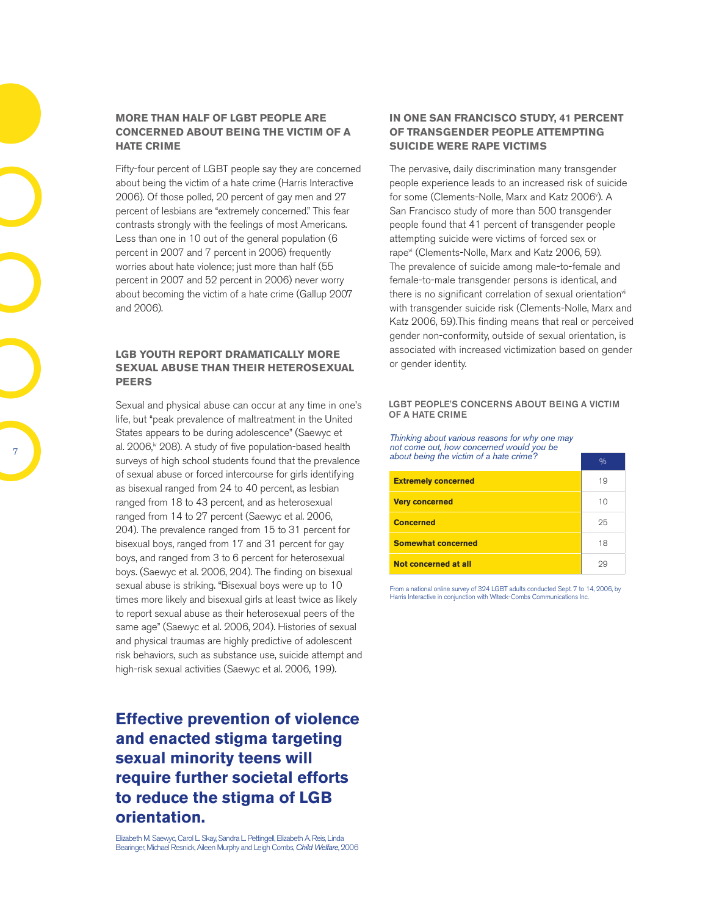## MORE THAN HALF OF LGBT PEOPLE ARE CONCERNED ABOUT BEING THE VICTIM OF A HATE CRIME

Fifty-four percent of LGBT people say they are concerned about being the victim of a hate crime (Harris Interactive 2006). Of those polled, 20 percent of gay men and 27 percent of lesbians are "extremely concerned." This fear contrasts strongly with the feelings of most Americans. Less than one in 10 out of the general population (6 percent in 2007 and 7 percent in 2006) frequently worries about hate violence; just more than half (55 percent in 2007 and 52 percent in 2006) never worry about becoming the victim of a hate crime (Gallup 2007 and 2006).

## LGB YOUTH REPORT DRAMATICALLY MORE SEXUAL ABUSE THAN THEIR HETEROSEXUAL PEERS

Sexual and physical abuse can occur at any time in one's life, but "peak prevalence of maltreatment in the United States appears to be during adolescence" (Saewyc et al. 2006,[iv] 208). A study of five population-based health surveys of high school students found that the prevalence of sexual abuse or forced intercourse for girls identifying as bisexual ranged from 24 to 40 percent, as lesbian ranged from 18 to 43 percent, and as heterosexual ranged from 14 to 27 percent (Saewyc et al. 2006, 204). The prevalence ranged from 15 to 31 percent for bisexual boys, ranged from 17 and 31 percent for gay boys, and ranged from 3 to 6 percent for heterosexual boys. (Saewyc et al. 2006, 204). The finding on bisexual sexual abuse is striking. "Bisexual boys were up to 10 times more likely and bisexual girls at least twice as likely to report sexual abuse as their heterosexual peers of the same age" (Saewyc et al. 2006, 204). Histories of sexual and physical traumas are highly predictive of adolescent risk behaviors, such as substance use, suicide attempt and high-risk sexual activities (Saewyc et al. 2006, 199).

**Effective prevention of violence and enacted stigma targeting sexual minority teens will require further societal efforts to reduce the stigma of LGB orientation.**

Elizabeth M. Saewyc, Carol L. Skay, Sandra L. Pettingell, Elizabeth A. Reis, Linda Bearinger, Michael Resnick, Aileen Murphy and Leigh Combs, *Child Welfare*, 2006

## IN ONE SAN FRANCISCO STUDY, 41 PERCENT OF TRANSGENDER PEOPLE ATTEMPTING SUICIDE WERE RAPE VICTIMS

The pervasive, daily discrimination many transgender people experience leads to an increased risk of suicide for some (Clements-Nolle, Marx and Katz 2006[v]). A San Francisco study of more than 500 transgender people found that 41 percent of transgender people attempting suicide were victims of forced sex or rape[vi] (Clements-Nolle, Marx and Katz 2006, 59). The prevalence of suicide among male-to-female and female-to-male transgender persons is identical, and there is no significant correlation of sexual orientation[vii] with transgender suicide risk (Clements-Nolle, Marx and Katz 2006, 59).This finding means that real or perceived gender non-conformity, outside of sexual orientation, is associated with increased victimization based on gender or gender identity.

### LGBT PEOPLE'S CONCERNS ABOUT BEING A VICTIM OF A HATE CRIME

| *Thinking about various reasons for why one may not come out, how concerned would you be about being the victim of a hate crime?* | % |
|---|---|
| **Extremely concerned** | 19 |
| **Very concerned** | 10 |
| **Concerned** | 25 |
| **Somewhat concerned** | 18 |
| **Not concerned at all** | 29 |

From a national online survey of 324 LGBT adults conducted Sept. 7 to 14, 2006, by Harris Interactive in conjunction with Witeck-Combs Communications Inc.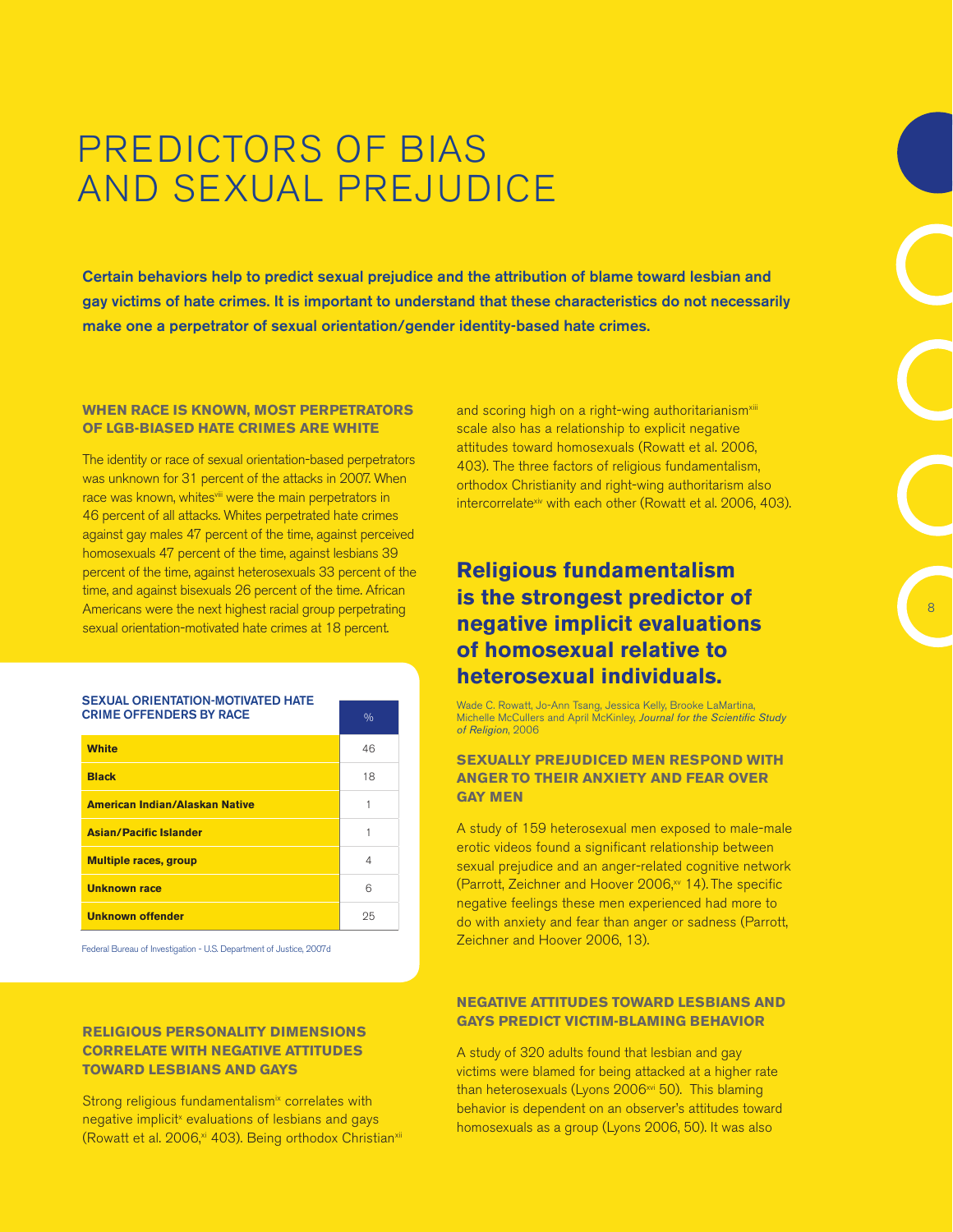# PREDICTORS OF BIAS AND SEXUAL PREJUDICE

**Certain behaviors help to predict sexual prejudice and the attribution of blame toward lesbian and gay victims of hate crimes. It is important to understand that these characteristics do not necessarily make one a perpetrator of sexual orientation/gender identity-based hate crimes.**

### WHEN RACE IS KNOWN, MOST PERPETRATORS OF LGB-BIASED HATE CRIMES ARE WHITE

The identity or race of sexual orientation-based perpetrators was unknown for 31 percent of the attacks in 2007. When race was known, whites[viii] were the main perpetrators in 46 percent of all attacks. Whites perpetrated hate crimes against gay males 47 percent of the time, against perceived homosexuals 47 percent of the time, against lesbians 39 percent of the time, against heterosexuals 33 percent of the time, and against bisexuals 26 percent of the time. African Americans were the next highest racial group perpetrating sexual orientation-motivated hate crimes at 18 percent.

| SEXUAL ORIENTATION-MOTIVATED HATE CRIME OFFENDERS BY RACE | % |
|---|---|
| **White** | 46 |
| **Black** | 18 |
| **American Indian/Alaskan Native** | 1 |
| **Asian/Pacific Islander** | 1 |
| **Multiple races, group** | 4 |
| **Unknown race** | 6 |
| **Unknown offender** | 25 |

Federal Bureau of Investigation - U.S. Department of Justice, 2007d

### RELIGIOUS PERSONALITY DIMENSIONS CORRELATE WITH NEGATIVE ATTITUDES TOWARD LESBIANS AND GAYS

Strong religious fundamentalism[ix] correlates with negative implicit[x] evaluations of lesbians and gays (Rowatt et al. 2006,[xi] 403). Being orthodox Christian[xii] and scoring high on a right-wing authoritarianism[xiii] scale also has a relationship to explicit negative attitudes toward homosexuals (Rowatt et al. 2006, 403). The three factors of religious fundamentalism, orthodox Christianity and right-wing authoritarianism also intercorrelate[xiv] with each other (Rowatt et al. 2006, 403).

> **Religious fundamentalism is the strongest predictor of negative implicit evaluations of homosexual relative to heterosexual individuals.**
>
> Wade C. Rowatt, Jo-Ann Tsang, Jessica Kelly, Brooke LaMartina, Michelle McCullers and April McKinley, *Journal for the Scientific Study of Religion*, 2006

### SEXUALLY PREJUDICED MEN RESPOND WITH ANGER TO THEIR ANXIETY AND FEAR OVER GAY MEN

A study of 159 heterosexual men exposed to male-male erotic videos found a significant relationship between sexual prejudice and an anger-related cognitive network (Parrott, Zeichner and Hoover 2006,[xv] 14). The specific negative feelings these men experienced had more to do with anxiety and fear than anger or sadness (Parrott, Zeichner and Hoover 2006, 13).

### NEGATIVE ATTITUDES TOWARD LESBIANS AND GAYS PREDICT VICTIM-BLAMING BEHAVIOR

A study of 320 adults found that lesbian and gay victims were blamed for being attacked at a higher rate than heterosexuals (Lyons 2006[xvi] 50). This blaming behavior is dependent on an observer's attitudes toward homosexuals as a group (Lyons 2006, 50). It was also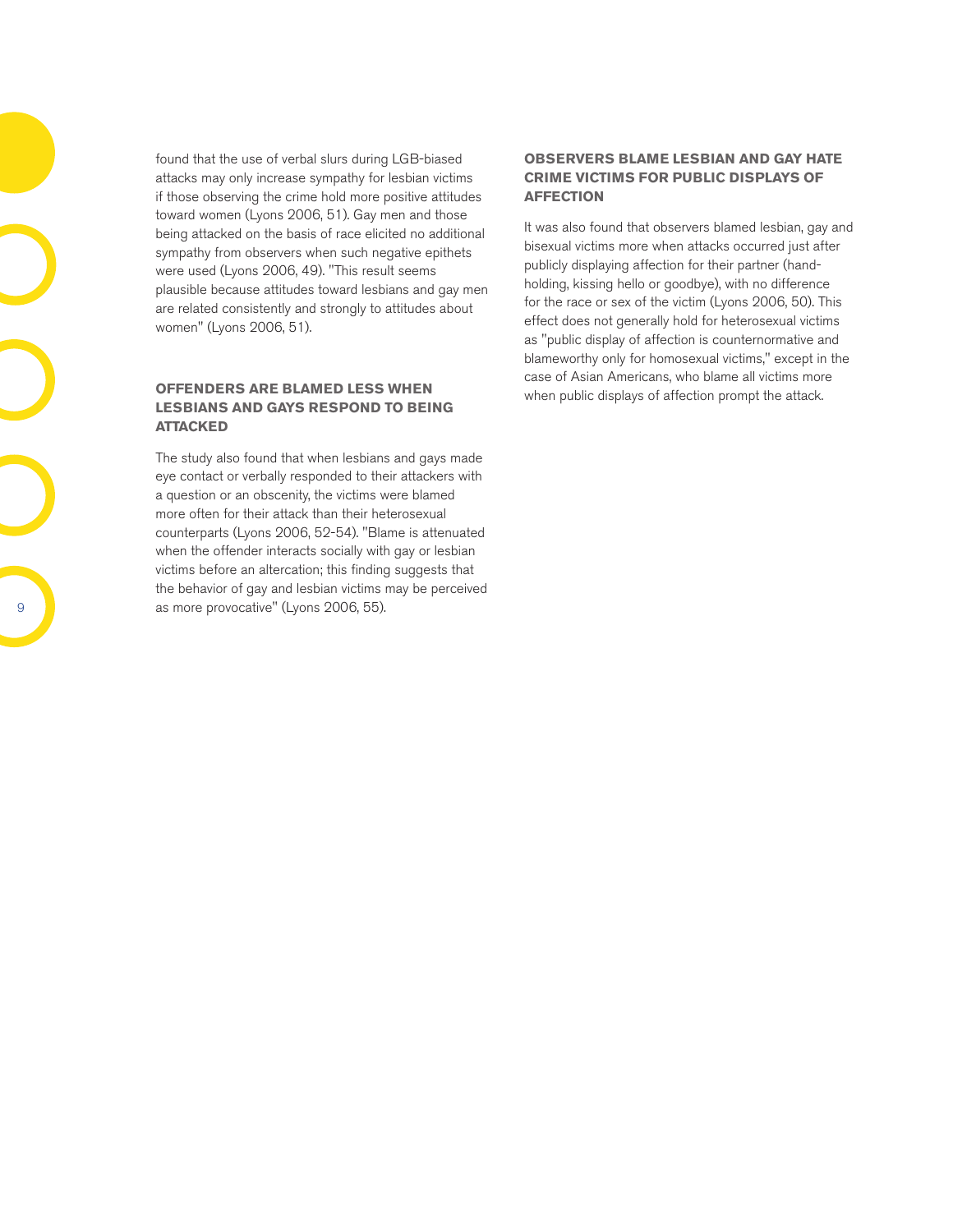found that the use of verbal slurs during LGB-biased attacks may only increase sympathy for lesbian victims if those observing the crime hold more positive attitudes toward women (Lyons 2006, 51). Gay men and those being attacked on the basis of race elicited no additional sympathy from observers when such negative epithets were used (Lyons 2006, 49). "This result seems plausible because attitudes toward lesbians and gay men are related consistently and strongly to attitudes about women" (Lyons 2006, 51).

## OFFENDERS ARE BLAMED LESS WHEN LESBIANS AND GAYS RESPOND TO BEING ATTACKED

The study also found that when lesbians and gays made eye contact or verbally responded to their attackers with a question or an obscenity, the victims were blamed more often for their attack than their heterosexual counterparts (Lyons 2006, 52-54). "Blame is attenuated when the offender interacts socially with gay or lesbian victims before an altercation; this finding suggests that the behavior of gay and lesbian victims may be perceived as more provocative" (Lyons 2006, 55).

## OBSERVERS BLAME LESBIAN AND GAY HATE CRIME VICTIMS FOR PUBLIC DISPLAYS OF AFFECTION

It was also found that observers blamed lesbian, gay and bisexual victims more when attacks occurred just after publicly displaying affection for their partner (hand-holding, kissing hello or goodbye), with no difference for the race or sex of the victim (Lyons 2006, 50). This effect does not generally hold for heterosexual victims as "public display of affection is counternormative and blameworthy only for homosexual victims," except in the case of Asian Americans, who blame all victims more when public displays of affection prompt the attack.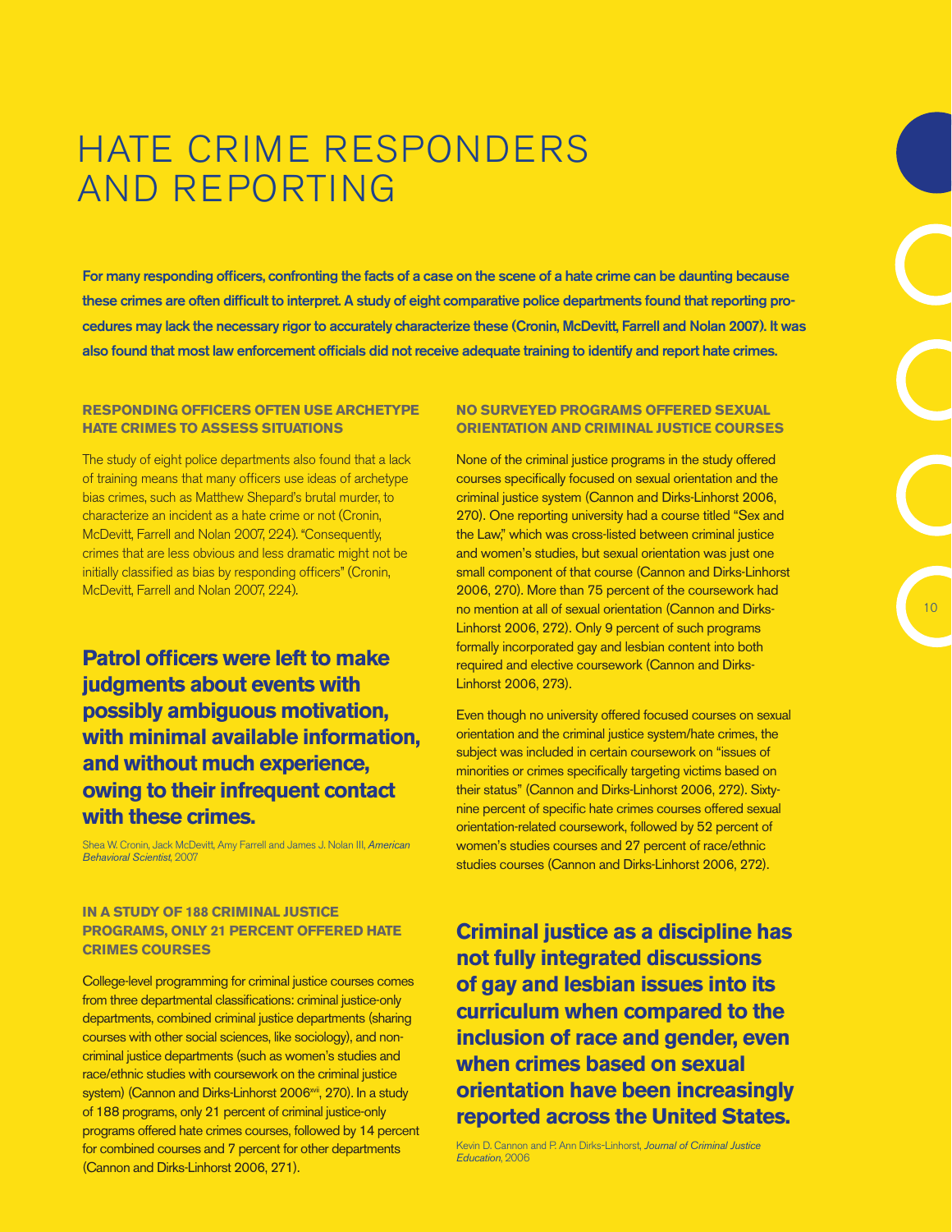# HATE CRIME RESPONDERS AND REPORTING

**For many responding officers, confronting the facts of a case on the scene of a hate crime can be daunting because these crimes are often difficult to interpret. A study of eight comparative police departments found that reporting procedures may lack the necessary rigor to accurately characterize these (Cronin, McDevitt, Farrell and Nolan 2007). It was also found that most law enforcement officials did not receive adequate training to identify and report hate crimes.**

### RESPONDING OFFICERS OFTEN USE ARCHETYPE HATE CRIMES TO ASSESS SITUATIONS

The study of eight police departments also found that a lack of training means that many officers use ideas of archetype bias crimes, such as Matthew Shepard's brutal murder, to characterize an incident as a hate crime or not (Cronin, McDevitt, Farrell and Nolan 2007, 224). "Consequently, crimes that are less obvious and less dramatic might not be initially classified as bias by responding officers" (Cronin, McDevitt, Farrell and Nolan 2007, 224).

**Patrol officers were left to make judgments about events with possibly ambiguous motivation, with minimal available information, and without much experience, owing to their infrequent contact with these crimes.**

Shea W. Cronin, Jack McDevitt, Amy Farrell and James J. Nolan III, *American Behavioral Scientist*, 2007

### IN A STUDY OF 188 CRIMINAL JUSTICE PROGRAMS, ONLY 21 PERCENT OFFERED HATE CRIMES COURSES

College-level programming for criminal justice courses comes from three departmental classifications: criminal justice-only departments, combined criminal justice departments (sharing courses with other social sciences, like sociology), and non-criminal justice departments (such as women's studies and race/ethnic studies with coursework on the criminal justice system) (Cannon and Dirks-Linhorst 2006[xvii], 270). In a study of 188 programs, only 21 percent of criminal justice-only programs offered hate crimes courses, followed by 14 percent for combined courses and 7 percent for other departments (Cannon and Dirks-Linhorst 2006, 271).

### NO SURVEYED PROGRAMS OFFERED SEXUAL ORIENTATION AND CRIMINAL JUSTICE COURSES

None of the criminal justice programs in the study offered courses specifically focused on sexual orientation and the criminal justice system (Cannon and Dirks-Linhorst 2006, 270). One reporting university had a course titled "Sex and the Law," which was cross-listed between criminal justice and women's studies, but sexual orientation was just one small component of that course (Cannon and Dirks-Linhorst 2006, 270). More than 75 percent of the coursework had no mention at all of sexual orientation (Cannon and Dirks-Linhorst 2006, 272). Only 9 percent of such programs formally incorporated gay and lesbian content into both required and elective coursework (Cannon and Dirks-Linhorst 2006, 273).

Even though no university offered focused courses on sexual orientation and the criminal justice system/hate crimes, the subject was included in certain coursework on "issues of minorities or crimes specifically targeting victims based on their status" (Cannon and Dirks-Linhorst 2006, 272). Sixty-nine percent of specific hate crimes courses offered sexual orientation-related coursework, followed by 52 percent of women's studies courses and 27 percent of race/ethnic studies courses (Cannon and Dirks-Linhorst 2006, 272).

**Criminal justice as a discipline has not fully integrated discussions of gay and lesbian issues into its curriculum when compared to the inclusion of race and gender, even when crimes based on sexual orientation have been increasingly reported across the United States.**

Kevin D. Cannon and P. Ann Dirks-Linhorst, *Journal of Criminal Justice Education*, 2006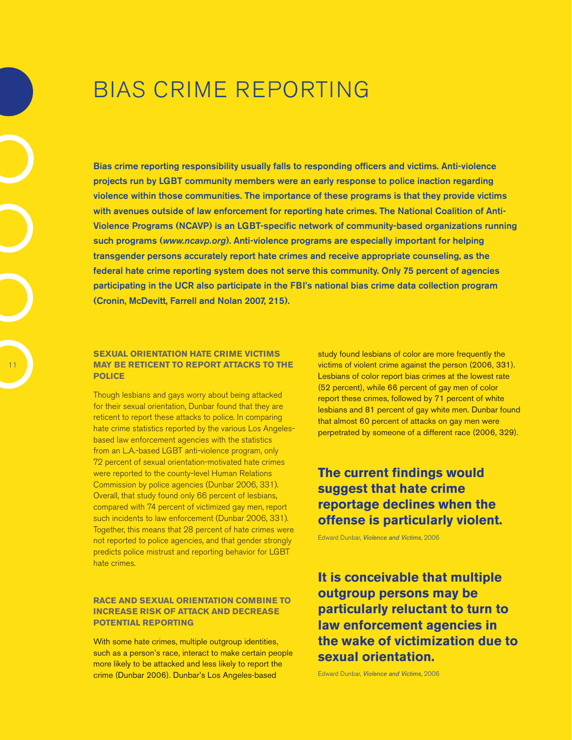# BIAS CRIME REPORTING

**Bias crime reporting responsibility usually falls to responding officers and victims. Anti-violence projects run by LGBT community members were an early response to police inaction regarding violence within those communities. The importance of these programs is that they provide victims with avenues outside of law enforcement for reporting hate crimes. The National Coalition of Anti-Violence Programs (NCAVP) is an LGBT-specific network of community-based organizations running such programs (*www.ncavp.org*). Anti-violence programs are especially important for helping transgender persons accurately report hate crimes and receive appropriate counseling, as the federal hate crime reporting system does not serve this community. Only 75 percent of agencies participating in the UCR also participate in the FBI's national bias crime data collection program (Cronin, McDevitt, Farrell and Nolan 2007, 215).**

### SEXUAL ORIENTATION HATE CRIME VICTIMS MAY BE RETICENT TO REPORT ATTACKS TO THE POLICE

Though lesbians and gays worry about being attacked for their sexual orientation, Dunbar found that they are reticent to report these attacks to police. In comparing hate crime statistics reported by the various Los Angeles-based law enforcement agencies with the statistics from an L.A.-based LGBT anti-violence program, only 72 percent of sexual orientation-motivated hate crimes were reported to the county-level Human Relations Commission by police agencies (Dunbar 2006, 331). Overall, that study found only 66 percent of lesbians, compared with 74 percent of victimized gay men, report such incidents to law enforcement (Dunbar 2006, 331). Together, this means that 28 percent of hate crimes were not reported to police agencies, and that gender strongly predicts police mistrust and reporting behavior for LGBT hate crimes.

### RACE AND SEXUAL ORIENTATION COMBINE TO INCREASE RISK OF ATTACK AND DECREASE POTENTIAL REPORTING

With some hate crimes, multiple outgroup identities, such as a person's race, interact to make certain people more likely to be attacked and less likely to report the crime (Dunbar 2006). Dunbar's Los Angeles-based study found lesbians of color are more frequently the victims of violent crime against the person (2006, 331). Lesbians of color report bias crimes at the lowest rate (52 percent), while 66 percent of gay men of color report these crimes, followed by 71 percent of white lesbians and 81 percent of gay white men. Dunbar found that almost 60 percent of attacks on gay men were perpetrated by someone of a different race (2006, 329).

**The current findings would suggest that hate crime reportage declines when the offense is particularly violent.**

Edward Dunbar, *Violence and Victims*, 2006

**It is conceivable that multiple outgroup persons may be particularly reluctant to turn to law enforcement agencies in the wake of victimization due to sexual orientation.**

Edward Dunbar, *Violence and Victims*, 2006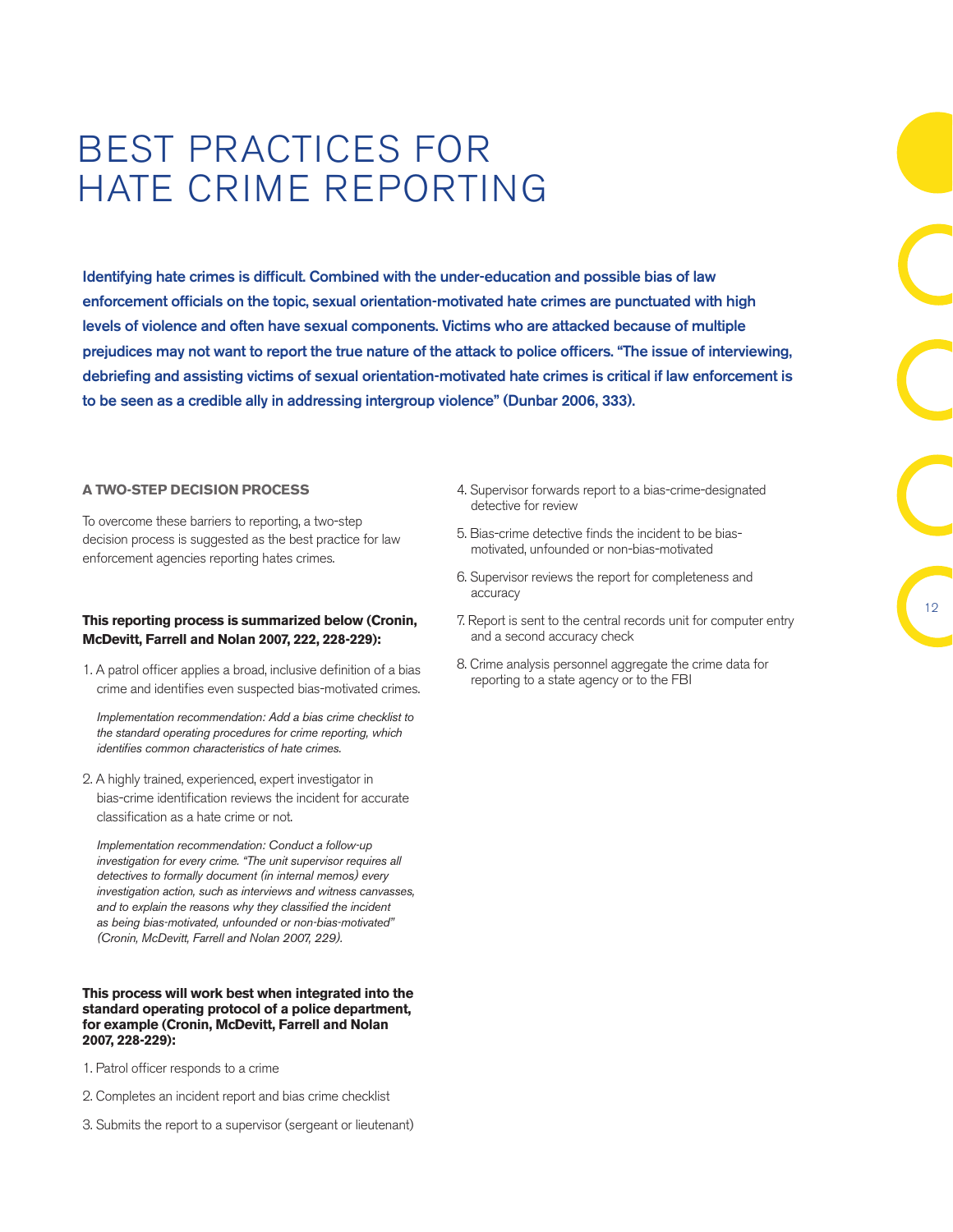# BEST PRACTICES FOR HATE CRIME REPORTING

**Identifying hate crimes is difficult. Combined with the under-education and possible bias of law enforcement officials on the topic, sexual orientation-motivated hate crimes are punctuated with high levels of violence and often have sexual components. Victims who are attacked because of multiple prejudices may not want to report the true nature of the attack to police officers. "The issue of interviewing, debriefing and assisting victims of sexual orientation-motivated hate crimes is critical if law enforcement is to be seen as a credible ally in addressing intergroup violence" (Dunbar 2006, 333).**

### A TWO-STEP DECISION PROCESS

To overcome these barriers to reporting, a two-step decision process is suggested as the best practice for law enforcement agencies reporting hates crimes.

**This reporting process is summarized below (Cronin, McDevitt, Farrell and Nolan 2007, 222, 228-229):**

1. A patrol officer applies a broad, inclusive definition of a bias crime and identifies even suspected bias-motivated crimes.

   *Implementation recommendation: Add a bias crime checklist to the standard operating procedures for crime reporting, which identifies common characteristics of hate crimes.*

2. A highly trained, experienced, expert investigator in bias-crime identification reviews the incident for accurate classification as a hate crime or not.

   *Implementation recommendation: Conduct a follow-up investigation for every crime. "The unit supervisor requires all detectives to formally document (in internal memos) every investigation action, such as interviews and witness canvasses, and to explain the reasons why they classified the incident as being bias-motivated, unfounded or non-bias-motivated" (Cronin, McDevitt, Farrell and Nolan 2007, 229).*

**This process will work best when integrated into the standard operating protocol of a police department, for example (Cronin, McDevitt, Farrell and Nolan 2007, 228-229):**

1. Patrol officer responds to a crime
2. Completes an incident report and bias crime checklist
3. Submits the report to a supervisor (sergeant or lieutenant)
4. Supervisor forwards report to a bias-crime-designated detective for review
5. Bias-crime detective finds the incident to be bias-motivated, unfounded or non-bias-motivated
6. Supervisor reviews the report for completeness and accuracy
7. Report is sent to the central records unit for computer entry and a second accuracy check
8. Crime analysis personnel aggregate the crime data for reporting to a state agency or to the FBI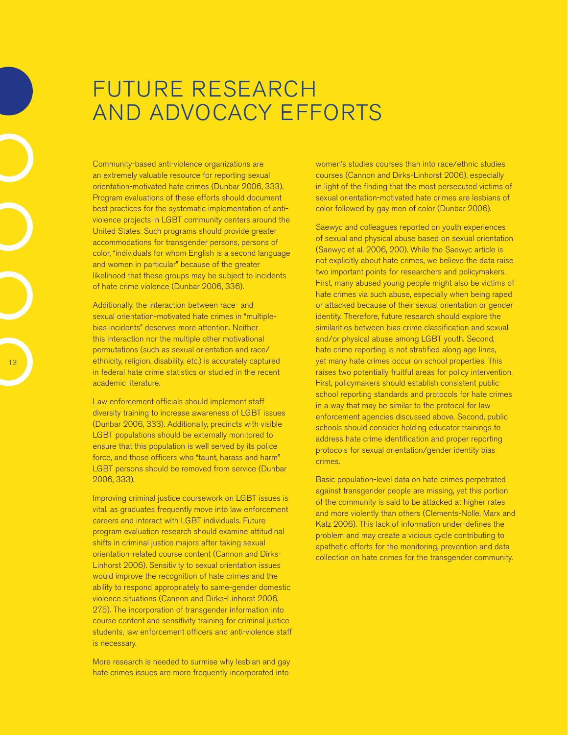# FUTURE RESEARCH AND ADVOCACY EFFORTS

Community-based anti-violence organizations are an extremely valuable resource for reporting sexual orientation-motivated hate crimes (Dunbar 2006, 333). Program evaluations of these efforts should document best practices for the systematic implementation of anti-violence projects in LGBT community centers around the United States. Such programs should provide greater accommodations for transgender persons, persons of color, "individuals for whom English is a second language and women in particular" because of the greater likelihood that these groups may be subject to incidents of hate crime violence (Dunbar 2006, 336).

Additionally, the interaction between race- and sexual orientation-motivated hate crimes in "multiple-bias incidents" deserves more attention. Neither this interaction nor the multiple other motivational permutations (such as sexual orientation and race/ethnicity, religion, disability, etc.) is accurately captured in federal hate crime statistics or studied in the recent academic literature.

Law enforcement officials should implement staff diversity training to increase awareness of LGBT issues (Dunbar 2006, 333). Additionally, precincts with visible LGBT populations should be externally monitored to ensure that this population is well served by its police force, and those officers who "taunt, harass and harm" LGBT persons should be removed from service (Dunbar 2006, 333).

Improving criminal justice coursework on LGBT issues is vital, as graduates frequently move into law enforcement careers and interact with LGBT individuals. Future program evaluation research should examine attitudinal shifts in criminal justice majors after taking sexual orientation-related course content (Cannon and Dirks-Linhorst 2006). Sensitivity to sexual orientation issues would improve the recognition of hate crimes and the ability to respond appropriately to same-gender domestic violence situations (Cannon and Dirks-Linhorst 2006, 275). The incorporation of transgender information into course content and sensitivity training for criminal justice students, law enforcement officers and anti-violence staff is necessary.

More research is needed to surmise why lesbian and gay hate crimes issues are more frequently incorporated into women's studies courses than into race/ethnic studies courses (Cannon and Dirks-Linhorst 2006), especially in light of the finding that the most persecuted victims of sexual orientation-motivated hate crimes are lesbians of color followed by gay men of color (Dunbar 2006).

Saewyc and colleagues reported on youth experiences of sexual and physical abuse based on sexual orientation (Saewyc et al. 2006, 200). While the Saewyc article is not explicitly about hate crimes, we believe the data raise two important points for researchers and policymakers. First, many abused young people might also be victims of hate crimes via such abuse, especially when being raped or attacked because of their sexual orientation or gender identity. Therefore, future research should explore the similarities between bias crime classification and sexual and/or physical abuse among LGBT youth. Second, hate crime reporting is not stratified along age lines, yet many hate crimes occur on school properties. This raises two potentially fruitful areas for policy intervention. First, policymakers should establish consistent public school reporting standards and protocols for hate crimes in a way that may be similar to the protocol for law enforcement agencies discussed above. Second, public schools should consider holding educator trainings to address hate crime identification and proper reporting protocols for sexual orientation/gender identity bias crimes.

Basic population-level data on hate crimes perpetrated against transgender people are missing, yet this portion of the community is said to be attacked at higher rates and more violently than others (Clements-Nolle, Marx and Katz 2006). This lack of information under-defines the problem and may create a vicious cycle contributing to apathetic efforts for the monitoring, prevention and data collection on hate crimes for the transgender community.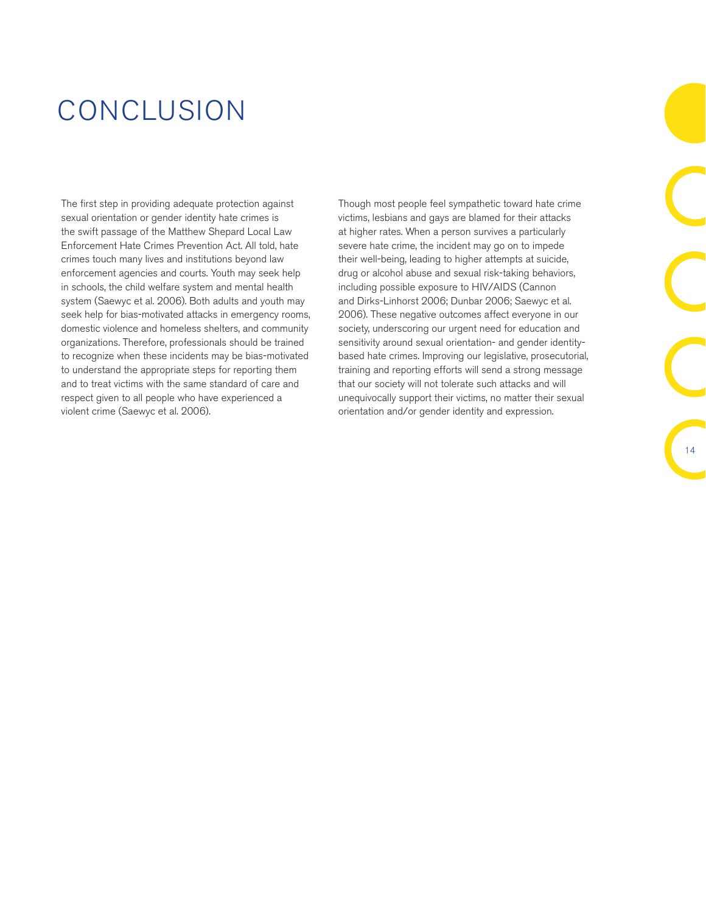# CONCLUSION

The first step in providing adequate protection against sexual orientation or gender identity hate crimes is the swift passage of the Matthew Shepard Local Law Enforcement Hate Crimes Prevention Act. All told, hate crimes touch many lives and institutions beyond law enforcement agencies and courts. Youth may seek help in schools, the child welfare system and mental health system (Saewyc et al. 2006). Both adults and youth may seek help for bias-motivated attacks in emergency rooms, domestic violence and homeless shelters, and community organizations. Therefore, professionals should be trained to recognize when these incidents may be bias-motivated to understand the appropriate steps for reporting them and to treat victims with the same standard of care and respect given to all people who have experienced a violent crime (Saewyc et al. 2006).

Though most people feel sympathetic toward hate crime victims, lesbians and gays are blamed for their attacks at higher rates. When a person survives a particularly severe hate crime, the incident may go on to impede their well-being, leading to higher attempts at suicide, drug or alcohol abuse and sexual risk-taking behaviors, including possible exposure to HIV/AIDS (Cannon and Dirks-Linhorst 2006; Dunbar 2006; Saewyc et al. 2006). These negative outcomes affect everyone in our society, underscoring our urgent need for education and sensitivity around sexual orientation- and gender identity-based hate crimes. Improving our legislative, prosecutorial, training and reporting efforts will send a strong message that our society will not tolerate such attacks and will unequivocally support their victims, no matter their sexual orientation and/or gender identity and expression.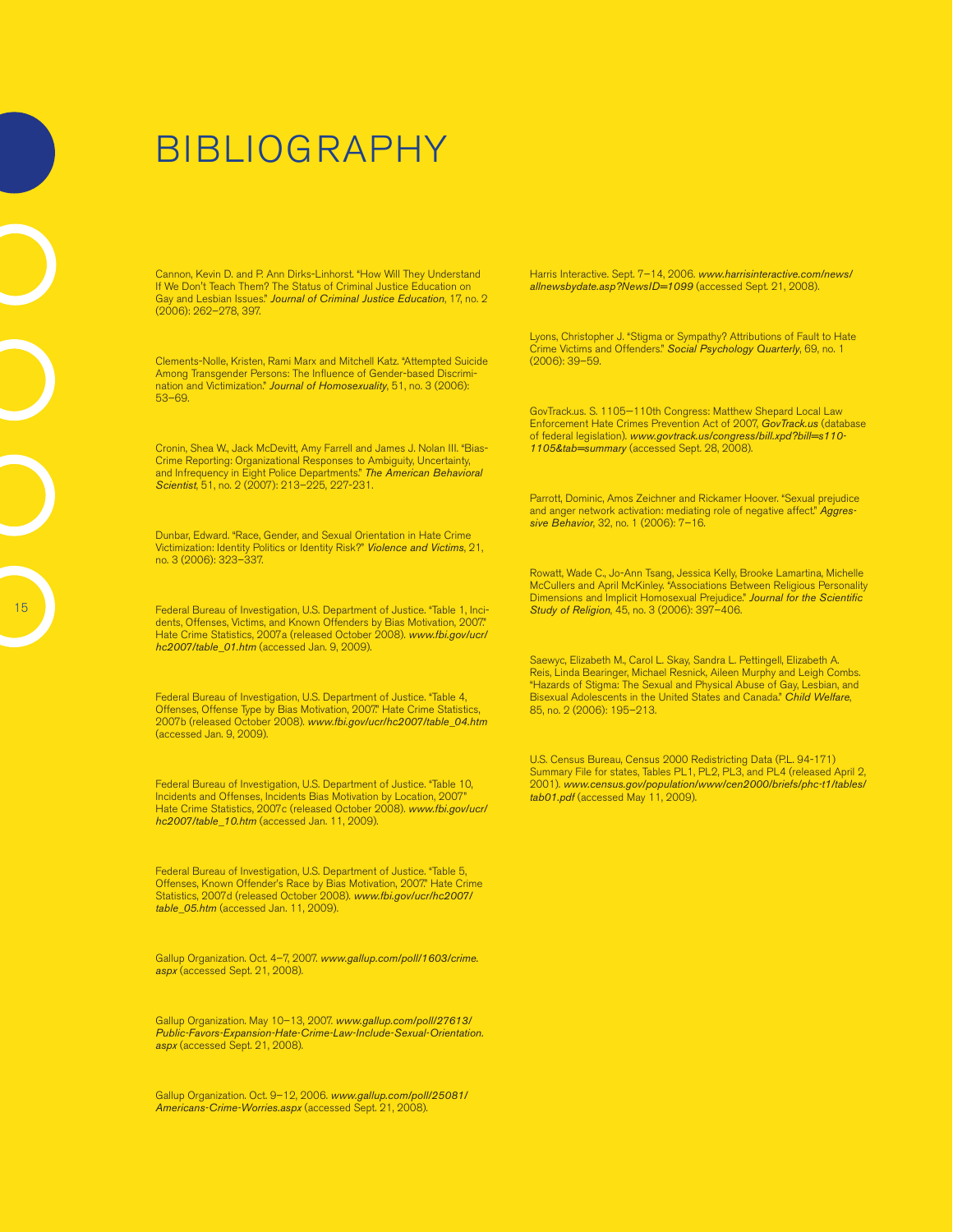# BIBLIOGRAPHY

Cannon, Kevin D. and P. Ann Dirks-Linhorst. "How Will They Understand If We Don't Teach Them? The Status of Criminal Justice Education on Gay and Lesbian Issues." *Journal of Criminal Justice Education*, 17, no. 2 (2006): 262–278, 397.

Clements-Nolle, Kristen, Rami Marx and Mitchell Katz. "Attempted Suicide Among Transgender Persons: The Influence of Gender-based Discrimination and Victimization." *Journal of Homosexuality*, 51, no. 3 (2006): 53–69.

Cronin, Shea W., Jack McDevitt, Amy Farrell and James J. Nolan III. "Bias-Crime Reporting: Organizational Responses to Ambiguity, Uncertainty, and Infrequency in Eight Police Departments." *The American Behavioral Scientist*, 51, no. 2 (2007): 213–225, 227-231.

Dunbar, Edward. "Race, Gender, and Sexual Orientation in Hate Crime Victimization: Identity Politics or Identity Risk?" *Violence and Victims*, 21, no. 3 (2006): 323–337.

Federal Bureau of Investigation, U.S. Department of Justice. "Table 1, Incidents, Offenses, Victims, and Known Offenders by Bias Motivation, 2007." Hate Crime Statistics, 2007a (released October 2008). *www.fbi.gov/ucr/hc2007/table_01.htm* (accessed Jan. 9, 2009).

Federal Bureau of Investigation, U.S. Department of Justice. "Table 4, Offenses, Offense Type by Bias Motivation, 2007." Hate Crime Statistics, 2007b (released October 2008). *www.fbi.gov/ucr/hc2007/table_04.htm* (accessed Jan. 9, 2009).

Federal Bureau of Investigation, U.S. Department of Justice. "Table 10, Incidents and Offenses, Incidents Bias Motivation by Location, 2007." Hate Crime Statistics, 2007c (released October 2008). *www.fbi.gov/ucr/hc2007/table_10.htm* (accessed Jan. 11, 2009).

Federal Bureau of Investigation, U.S. Department of Justice. "Table 5, Offenses, Known Offender's Race by Bias Motivation, 2007." Hate Crime Statistics, 2007d (released October 2008). *www.fbi.gov/ucr/hc2007/table_05.htm* (accessed Jan. 11, 2009).

Gallup Organization. Oct. 4–7, 2007. *www.gallup.com/poll/1603/crime.aspx* (accessed Sept. 21, 2008).

Gallup Organization. May 10–13, 2007. *www.gallup.com/poll/27613/Public-Favors-Expansion-Hate-Crime-Law-Include-Sexual-Orientation.aspx* (accessed Sept. 21, 2008).

Gallup Organization. Oct. 9–12, 2006. *www.gallup.com/poll/25081/Americans-Crime-Worries.aspx* (accessed Sept. 21, 2008).

Harris Interactive. Sept. 7–14, 2006. *www.harrisinteractive.com/news/allnewsbydate.asp?NewsID=1099* (accessed Sept. 21, 2008).

Lyons, Christopher J. "Stigma or Sympathy? Attributions of Fault to Hate Crime Victims and Offenders." *Social Psychology Quarterly*, 69, no. 1 (2006): 39–59.

GovTrack.us. S. 1105—110th Congress: Matthew Shepard Local Law Enforcement Hate Crimes Prevention Act of 2007, *GovTrack.us* (database of federal legislation). *www.govtrack.us/congress/bill.xpd?bill=s110-1105&tab=summary* (accessed Sept. 28, 2008).

Parrott, Dominic, Amos Zeichner and Rickamer Hoover. "Sexual prejudice and anger network activation: mediating role of negative affect." *Aggressive Behavior*, 32, no. 1 (2006): 7–16.

Rowatt, Wade C., Jo-Ann Tsang, Jessica Kelly, Brooke Lamartina, Michelle McCullers and April McKinley. "Associations Between Religious Personality Dimensions and Implicit Homosexual Prejudice." *Journal for the Scientific Study of Religion*, 45, no. 3 (2006): 397–406.

Saewyc, Elizabeth M., Carol L. Skay, Sandra L. Pettingell, Elizabeth A. Reis, Linda Bearinger, Michael Resnick, Aileen Murphy and Leigh Combs. "Hazards of Stigma: The Sexual and Physical Abuse of Gay, Lesbian, and Bisexual Adolescents in the United States and Canada." *Child Welfare*, 85, no. 2 (2006): 195–213.

U.S. Census Bureau, Census 2000 Redistricting Data (P.L. 94-171) Summary File for states, Tables PL1, PL2, PL3, and PL4 (released April 2, 2001). *www.census.gov/population/www/cen2000/briefs/phc-t1/tables/tab01.pdf* (accessed May 11, 2009).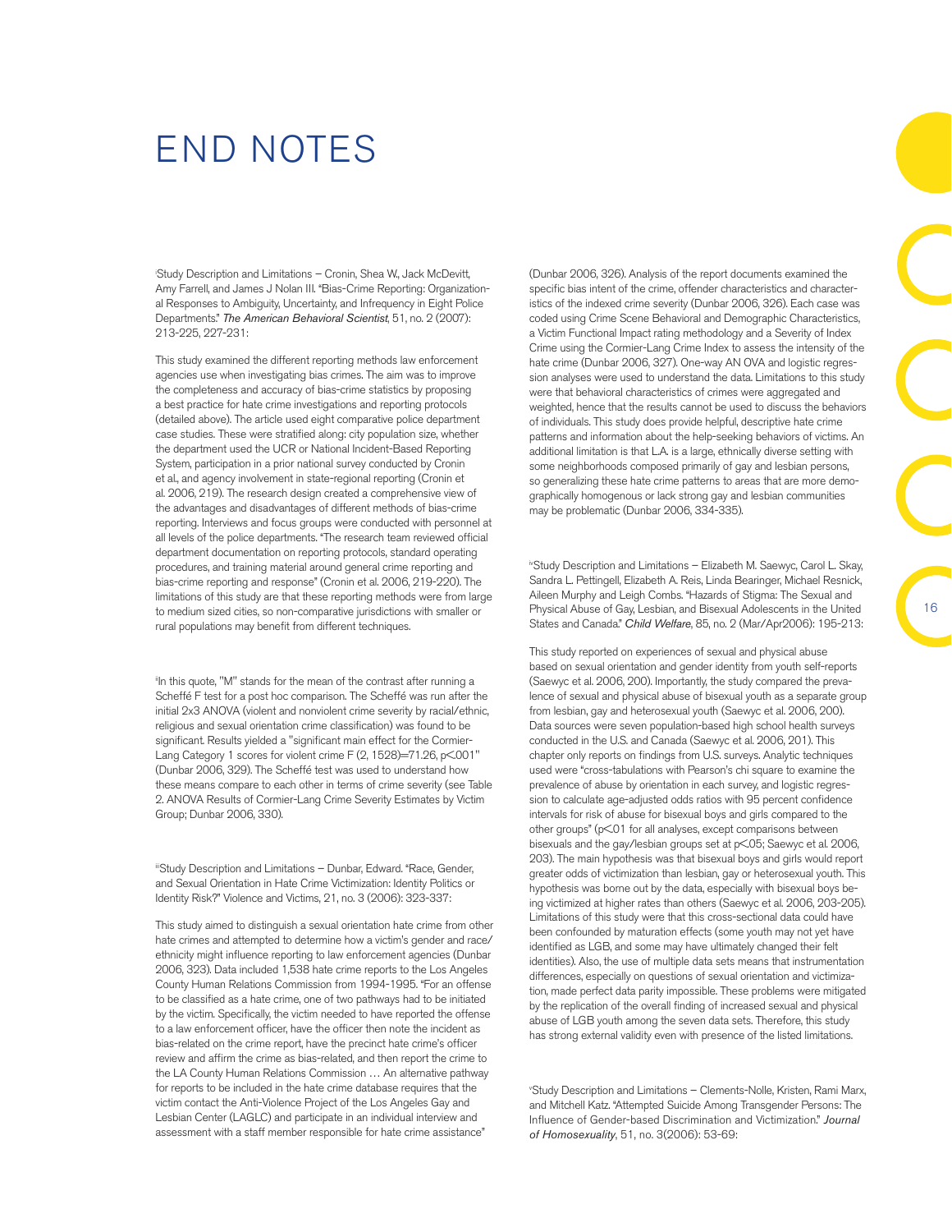# END NOTES

[i]Study Description and Limitations – Cronin, Shea W., Jack McDevitt, Amy Farrell, and James J Nolan III. "Bias-Crime Reporting: Organizational Responses to Ambiguity, Uncertainty, and Infrequency in Eight Police Departments." *The American Behavioral Scientist*, 51, no. 2 (2007): 213-225, 227-231:

This study examined the different reporting methods law enforcement agencies use when investigating bias crimes. The aim was to improve the completeness and accuracy of bias-crime statistics by proposing a best practice for hate crime investigations and reporting protocols (detailed above). The article used eight comparative police department case studies. These were stratified along: city population size, whether the department used the UCR or National Incident-Based Reporting System, participation in a prior national survey conducted by Cronin et al., and agency involvement in state-regional reporting (Cronin et al. 2006, 219). The research design created a comprehensive view of the advantages and disadvantages of different methods of bias-crime reporting. Interviews and focus groups were conducted with personnel at all levels of the police departments. "The research team reviewed official department documentation on reporting protocols, standard operating procedures, and training material around general crime reporting and bias-crime reporting and response" (Cronin et al. 2006, 219-220). The limitations of this study are that these reporting methods were from large to medium sized cities, so non-comparative jurisdictions with smaller or rural populations may benefit from different techniques.

[ii]In this quote, "M" stands for the mean of the contrast after running a Scheffé F test for a post hoc comparison. The Scheffé was run after the initial 2x3 ANOVA (violent and nonviolent crime severity by racial/ethnic, religious and sexual orientation crime classification) was found to be significant. Results yielded a "significant main effect for the Cormier-Lang Category 1 scores for violent crime $F (2, 1528)=71.26, p<.001$" (Dunbar 2006, 329). The Scheffé test was used to understand how these means compare to each other in terms of crime severity (see Table 2. ANOVA Results of Cormier-Lang Crime Severity Estimates by Victim Group; Dunbar 2006, 330).

[iii]Study Description and Limitations – Dunbar, Edward. "Race, Gender, and Sexual Orientation in Hate Crime Victimization: Identity Politics or Identity Risk?" Violence and Victims, 21, no. 3 (2006): 323-337:

This study aimed to distinguish a sexual orientation hate crime from other hate crimes and attempted to determine how a victim's gender and race/ethnicity might influence reporting to law enforcement agencies (Dunbar 2006, 323). Data included 1,538 hate crime reports to the Los Angeles County Human Relations Commission from 1994-1995. "For an offense to be classified as a hate crime, one of two pathways had to be initiated by the victim. Specifically, the victim needed to have reported the offense to a law enforcement officer, have the officer then note the incident as bias-related on the crime report, have the precinct hate crime's officer review and affirm the crime as bias-related, and then report the crime to the LA County Human Relations Commission … An alternative pathway for reports to be included in the hate crime database requires that the victim contact the Anti-Violence Project of the Los Angeles Gay and Lesbian Center (LAGLC) and participate in an individual interview and assessment with a staff member responsible for hate crime assistance" (Dunbar 2006, 326). Analysis of the report documents examined the specific bias intent of the crime, offender characteristics and characteristics of the indexed crime severity (Dunbar 2006, 326). Each case was coded using Crime Scene Behavioral and Demographic Characteristics, a Victim Functional Impact rating methodology and a Severity of Index Crime using the Cormier-Lang Crime Index to assess the intensity of the hate crime (Dunbar 2006, 327). One-way AN OVA and logistic regression analyses were used to understand the data. Limitations to this study were that behavioral characteristics of crimes were aggregated and weighted, hence that the results cannot be used to discuss the behaviors of individuals. This study does provide helpful, descriptive hate crime patterns and information about the help-seeking behaviors of victims. An additional limitation is that L.A. is a large, ethnically diverse setting with some neighborhoods composed primarily of gay and lesbian persons, so generalizing these hate crime patterns to areas that are more demographically homogenous or lack strong gay and lesbian communities may be problematic (Dunbar 2006, 334-335).

[iv]Study Description and Limitations – Elizabeth M. Saewyc, Carol L. Skay, Sandra L. Pettingell, Elizabeth A. Reis, Linda Bearinger, Michael Resnick, Aileen Murphy and Leigh Combs. "Hazards of Stigma: The Sexual and Physical Abuse of Gay, Lesbian, and Bisexual Adolescents in the United States and Canada." *Child Welfare*, 85, no. 2 (Mar/Apr2006): 195-213:

This study reported on experiences of sexual and physical abuse based on sexual orientation and gender identity from youth self-reports (Saewyc et al. 2006, 200). Importantly, the study compared the prevalence of sexual and physical abuse of bisexual youth as a separate group from lesbian, gay and heterosexual youth (Saewyc et al. 2006, 200). Data sources were seven population-based high school health surveys conducted in the U.S. and Canada (Saewyc et al. 2006, 201). This chapter only reports on findings from U.S. surveys. Analytic techniques used were "cross-tabulations with Pearson's chi square to examine the prevalence of abuse by orientation in each survey, and logistic regression to calculate age-adjusted odds ratios with 95 percent confidence intervals for risk of abuse for bisexual boys and girls compared to the other groups" ($p<.01$ for all analyses, except comparisons between bisexuals and the gay/lesbian groups set at $p<.05$; Saewyc et al. 2006, 203). The main hypothesis was that bisexual boys and girls would report greater odds of victimization than lesbian, gay or heterosexual youth. This hypothesis was borne out by the data, especially with bisexual boys being victimized at higher rates than others (Saewyc et al. 2006, 203-205). Limitations of this study were that this cross-sectional data could have been confounded by maturation effects (some youth may not yet have identified as LGB, and some may have ultimately changed their felt identities). Also, the use of multiple data sets means that instrumentation differences, especially on questions of sexual orientation and victimization, made perfect data parity impossible. These problems were mitigated by the replication of the overall finding of increased sexual and physical abuse of LGB youth among the seven data sets. Therefore, this study has strong external validity even with presence of the listed limitations.

[v]Study Description and Limitations – Clements-Nolle, Kristen, Rami Marx, and Mitchell Katz. "Attempted Suicide Among Transgender Persons: The Influence of Gender-based Discrimination and Victimization." *Journal of Homosexuality*, 51, no. 3(2006): 53-69: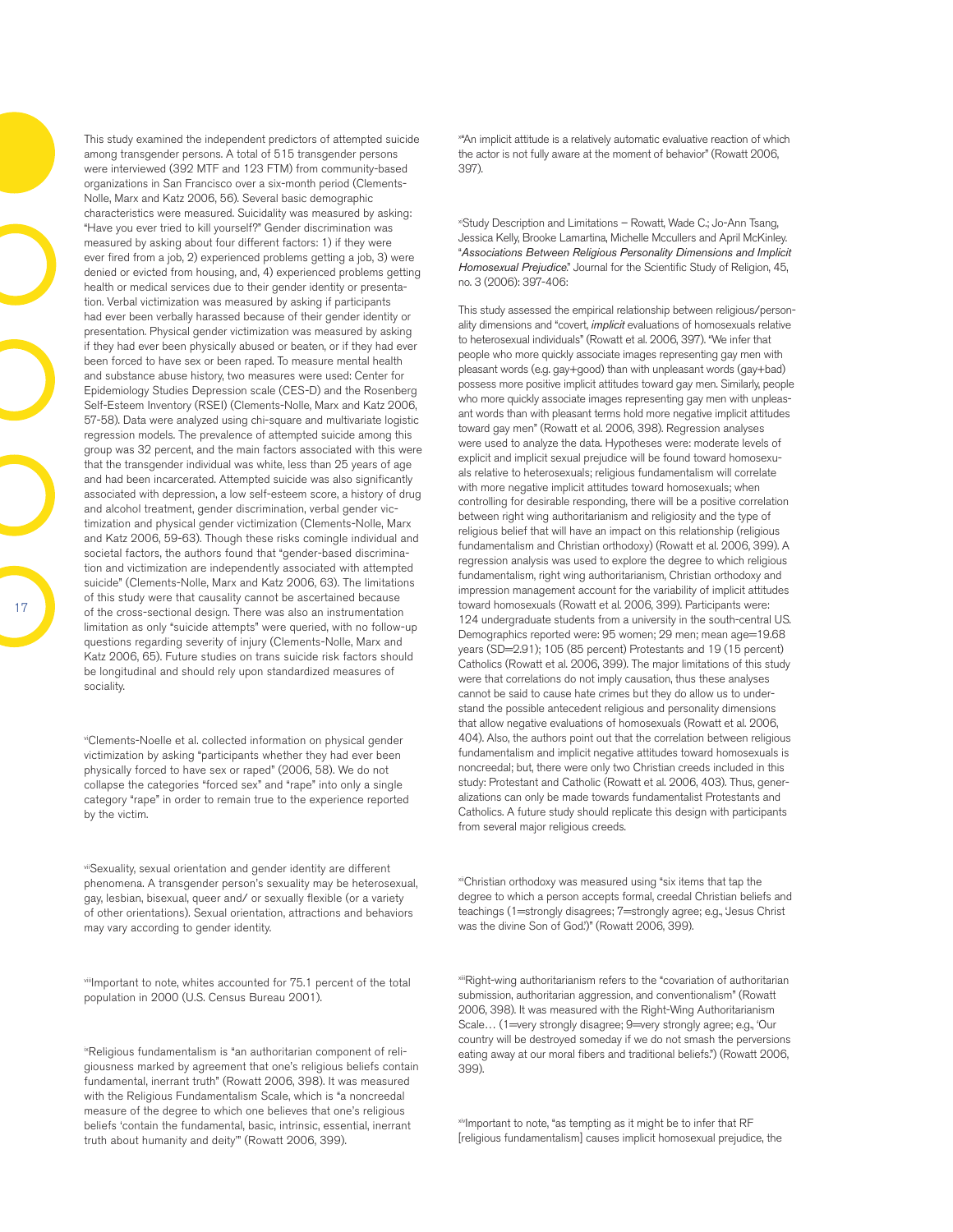This study examined the independent predictors of attempted suicide among transgender persons. A total of 515 transgender persons were interviewed (392 MTF and 123 FTM) from community-based organizations in San Francisco over a six-month period (Clements-Nolle, Marx and Katz 2006, 56). Several basic demographic characteristics were measured. Suicidality was measured by asking: "Have you ever tried to kill yourself?" Gender discrimination was measured by asking about four different factors: 1) if they were ever fired from a job, 2) experienced problems getting a job, 3) were denied or evicted from housing, and, 4) experienced problems getting health or medical services due to their gender identity or presentation. Verbal victimization was measured by asking if participants had ever been verbally harassed because of their gender identity or presentation. Physical gender victimization was measured by asking if they had ever been physically abused or beaten, or if they had ever been forced to have sex or been raped. To measure mental health and substance abuse history, two measures were used: Center for Epidemiology Studies Depression scale (CES-D) and the Rosenberg Self-Esteem Inventory (RSEI) (Clements-Nolle, Marx and Katz 2006, 57-58). Data were analyzed using chi-square and multivariate logistic regression models. The prevalence of attempted suicide among this group was 32 percent, and the main factors associated with this were that the transgender individual was white, less than 25 years of age and had been incarcerated. Attempted suicide was also significantly associated with depression, a low self-esteem score, a history of drug and alcohol treatment, gender discrimination, verbal gender victimization and physical gender victimization (Clements-Nolle, Marx and Katz 2006, 59-63). Though these risks comingle individual and societal factors, the authors found that "gender-based discrimination and victimization are independently associated with attempted suicide" (Clements-Nolle, Marx and Katz 2006, 63). The limitations of this study were that causality cannot be ascertained because of the cross-sectional design. There was also an instrumentation limitation as only "suicide attempts" were queried, with no follow-up questions regarding severity of injury (Clements-Nolle, Marx and Katz 2006, 65). Future studies on trans suicide risk factors should be longitudinal and should rely upon standardized measures of sociality.

[vi]Clements-Noelle et al. collected information on physical gender victimization by asking "participants whether they had ever been physically forced to have sex or raped" (2006, 58). We do not collapse the categories "forced sex" and "rape" into only a single category "rape" in order to remain true to the experience reported by the victim.

[vii]Sexuality, sexual orientation and gender identity are different phenomena. A transgender person's sexuality may be heterosexual, gay, lesbian, bisexual, queer and/ or sexually flexible (or a variety of other orientations). Sexual orientation, attractions and behaviors may vary according to gender identity.

[viii]Important to note, whites accounted for 75.1 percent of the total population in 2000 (U.S. Census Bureau 2001).

[ix]Religious fundamentalism is "an authoritarian component of religiousness marked by agreement that one's religious beliefs contain fundamental, inerrant truth" (Rowatt 2006, 398). It was measured with the Religious Fundamentalism Scale, which is "a noncreedal measure of the degree to which one believes that one's religious beliefs 'contain the fundamental, basic, intrinsic, essential, inerrant truth about humanity and deity'" (Rowatt 2006, 399).

[x]"An implicit attitude is a relatively automatic evaluative reaction of which the actor is not fully aware at the moment of behavior" (Rowatt 2006, 397).

[xi]Study Description and Limitations – Rowatt, Wade C.; Jo-Ann Tsang, Jessica Kelly, Brooke Lamartina, Michelle Mccullers and April McKinley. "*Associations Between Religious Personality Dimensions and Implicit Homosexual Prejudice*." Journal for the Scientific Study of Religion, 45, no. 3 (2006): 397-406:

This study assessed the empirical relationship between religious/personality dimensions and "covert, *implicit* evaluations of homosexuals relative to heterosexual individuals" (Rowatt et al. 2006, 397). "We infer that people who more quickly associate images representing gay men with pleasant words (e.g. gay+good) than with unpleasant words (gay+bad) possess more positive implicit attitudes toward gay men. Similarly, people who more quickly associate images representing gay men with unpleasant words than with pleasant terms hold more negative implicit attitudes toward gay men" (Rowatt et al. 2006, 398). Regression analyses were used to analyze the data. Hypotheses were: moderate levels of explicit and implicit sexual prejudice will be found toward homosexuals relative to heterosexuals; religious fundamentalism will correlate with more negative implicit attitudes toward homosexuals; when controlling for desirable responding, there will be a positive correlation between right wing authoritarianism and religiosity and the type of religious belief that will have an impact on this relationship (religious fundamentalism and Christian orthodoxy) (Rowatt et al. 2006, 399). A regression analysis was used to explore the degree to which religious fundamentalism, right wing authoritarianism, Christian orthodoxy and impression management account for the variability of implicit attitudes toward homosexuals (Rowatt et al. 2006, 399). Participants were: 124 undergraduate students from a university in the south-central US. Demographics reported were: 95 women; 29 men; mean age=19.68 years (SD=2.91); 105 (85 percent) Protestants and 19 (15 percent) Catholics (Rowatt et al. 2006, 399). The major limitations of this study were that correlations do not imply causation, thus these analyses cannot be said to cause hate crimes but they do allow us to understand the possible antecedent religious and personality dimensions that allow negative evaluations of homosexuals (Rowatt et al. 2006, 404). Also, the authors point out that the correlation between religious fundamentalism and implicit negative attitudes toward homosexuals is noncreedal; but, there were only two Christian creeds included in this study: Protestant and Catholic (Rowatt et al. 2006, 403). Thus, generalizations can only be made towards fundamentalist Protestants and Catholics. A future study should replicate this design with participants from several major religious creeds.

[xii]Christian orthodoxy was measured using "six items that tap the degree to which a person accepts formal, creedal Christian beliefs and teachings (1=strongly disagrees; 7=strongly agree; e.g., 'Jesus Christ was the divine Son of God.')" (Rowatt 2006, 399).

[xiii]Right-wing authoritarianism refers to the "covariation of authoritarian submission, authoritarian aggression, and conventionalism" (Rowatt 2006, 398). It was measured with the Right-Wing Authoritarianism Scale… (1=very strongly disagree; 9=very strongly agree; e.g., 'Our country will be destroyed someday if we do not smash the perversions eating away at our moral fibers and traditional beliefs.') (Rowatt 2006, 399).

[xiv]Important to note, "as tempting as it might be to infer that RF [religious fundamentalism] causes implicit homosexual prejudice, the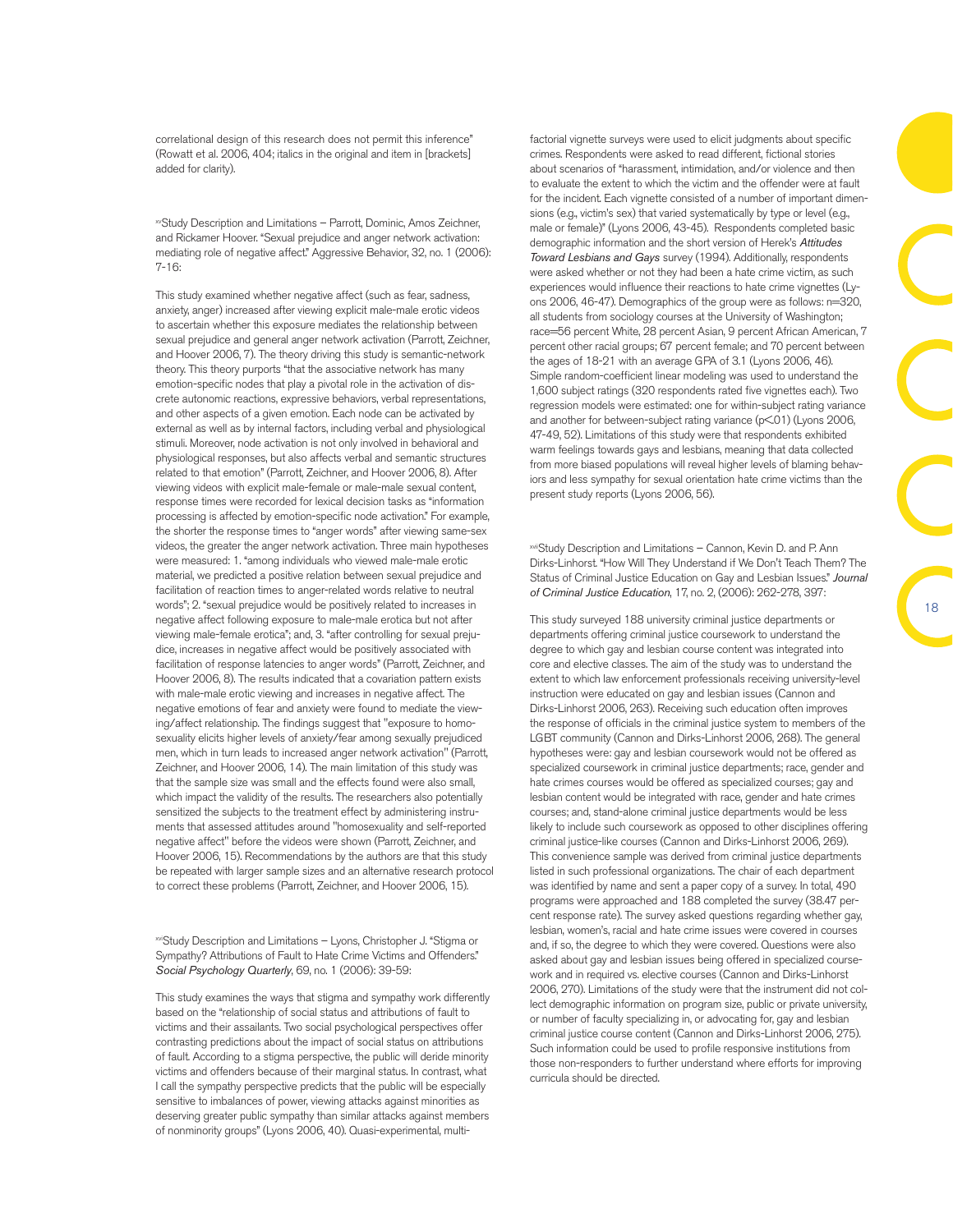correlational design of this research does not permit this inference" (Rowatt et al. 2006, 404; italics in the original and item in [brackets] added for clarity).

[xv]Study Description and Limitations – Parrott, Dominic, Amos Zeichner, and Rickamer Hoover. "Sexual prejudice and anger network activation: mediating role of negative affect." Aggressive Behavior, 32, no. 1 (2006): 7-16:

This study examined whether negative affect (such as fear, sadness, anxiety, anger) increased after viewing explicit male-male erotic videos to ascertain whether this exposure mediates the relationship between sexual prejudice and general anger network activation (Parrott, Zeichner, and Hoover 2006, 7). The theory driving this study is semantic-network theory. This theory purports "that the associative network has many emotion-specific nodes that play a pivotal role in the activation of discrete autonomic reactions, expressive behaviors, verbal representations, and other aspects of a given emotion. Each node can be activated by external as well as by internal factors, including verbal and physiological stimuli. Moreover, node activation is not only involved in behavioral and physiological responses, but also affects verbal and semantic structures related to that emotion" (Parrott, Zeichner, and Hoover 2006, 8). After viewing videos with explicit male-female or male-male sexual content, response times were recorded for lexical decision tasks as "information processing is affected by emotion-specific node activation." For example, the shorter the response times to "anger words" after viewing same-sex videos, the greater the anger network activation. Three main hypotheses were measured: 1. "among individuals who viewed male-male erotic material, we predicted a positive relation between sexual prejudice and facilitation of reaction times to anger-related words relative to neutral words"; 2. "sexual prejudice would be positively related to increases in negative affect following exposure to male-male erotica but not after viewing male-female erotica"; and, 3. "after controlling for sexual prejudice, increases in negative affect would be positively associated with facilitation of response latencies to anger words" (Parrott, Zeichner, and Hoover 2006, 8). The results indicated that a covariation pattern exists with male-male erotic viewing and increases in negative affect. The negative emotions of fear and anxiety were found to mediate the viewing/affect relationship. The findings suggest that "exposure to homosexuality elicits higher levels of anxiety/fear among sexually prejudiced men, which in turn leads to increased anger network activation" (Parrott, Zeichner, and Hoover 2006, 14). The main limitation of this study was that the sample size was small and the effects found were also small, which impact the validity of the results. The researchers also potentially sensitized the subjects to the treatment effect by administering instruments that assessed attitudes around "homosexuality and self-reported negative affect" before the videos were shown (Parrott, Zeichner, and Hoover 2006, 15). Recommendations by the authors are that this study be repeated with larger sample sizes and an alternative research protocol to correct these problems (Parrott, Zeichner, and Hoover 2006, 15).

[xvi]Study Description and Limitations – Lyons, Christopher J. "Stigma or Sympathy? Attributions of Fault to Hate Crime Victims and Offenders." *Social Psychology Quarterly*, 69, no. 1 (2006): 39-59:

This study examines the ways that stigma and sympathy work differently based on the "relationship of social status and attributions of fault to victims and their assailants. Two social psychological perspectives offer contrasting predictions about the impact of social status on attributions of fault. According to a stigma perspective, the public will deride minority victims and offenders because of their marginal status. In contrast, what I call the sympathy perspective predicts that the public will be especially sensitive to imbalances of power, viewing attacks against minorities as deserving greater public sympathy than similar attacks against members of nonminority groups" (Lyons 2006, 40). Quasi-experimental, multi-factorial vignette surveys were used to elicit judgments about specific crimes. Respondents were asked to read different, fictional stories about scenarios of "harassment, intimidation, and/or violence and then to evaluate the extent to which the victim and the offender were at fault for the incident. Each vignette consisted of a number of important dimensions (e.g., victim's sex) that varied systematically by type or level (e.g., male or female)" (Lyons 2006, 43-45). Respondents completed basic demographic information and the short version of Herek's *Attitudes Toward Lesbians and Gays* survey (1994). Additionally, respondents were asked whether or not they had been a hate crime victim, as such experiences would influence their reactions to hate crime vignettes (Lyons 2006, 46-47). Demographics of the group were as follows: n=320, all students from sociology courses at the University of Washington; race=56 percent White, 28 percent Asian, 9 percent African American, 7 percent other racial groups; 67 percent female; and 70 percent between the ages of 18-21 with an average GPA of 3.1 (Lyons 2006, 46). Simple random-coefficient linear modeling was used to understand the 1,600 subject ratings (320 respondents rated five vignettes each). Two regression models were estimated: one for within-subject rating variance and another for between-subject rating variance ($p < .01$) (Lyons 2006, 47-49, 52). Limitations of this study were that respondents exhibited warm feelings towards gays and lesbians, meaning that data collected from more biased populations will reveal higher levels of blaming behaviors and less sympathy for sexual orientation hate crime victims than the present study reports (Lyons 2006, 56).

[xvii]Study Description and Limitations – Cannon, Kevin D. and P. Ann Dirks-Linhorst. "How Will They Understand if We Don't Teach Them? The Status of Criminal Justice Education on Gay and Lesbian Issues." *Journal of Criminal Justice Education*, 17, no. 2, (2006): 262-278, 397:

This study surveyed 188 university criminal justice departments or departments offering criminal justice coursework to understand the degree to which gay and lesbian course content was integrated into core and elective classes. The aim of the study was to understand the extent to which law enforcement professionals receiving university-level instruction were educated on gay and lesbian issues (Cannon and Dirks-Linhorst 2006, 263). Receiving such education often improves the response of officials in the criminal justice system to members of the LGBT community (Cannon and Dirks-Linhorst 2006, 268). The general hypotheses were: gay and lesbian coursework would not be offered as specialized coursework in criminal justice departments; race, gender and hate crimes courses would be offered as specialized courses; gay and lesbian content would be integrated with race, gender and hate crimes courses; and, stand-alone criminal justice departments would be less likely to include such coursework as opposed to other disciplines offering criminal justice-like courses (Cannon and Dirks-Linhorst 2006, 269). This convenience sample was derived from criminal justice departments listed in such professional organizations. The chair of each department was identified by name and sent a paper copy of a survey. In total, 490 programs were approached and 188 completed the survey (38.47 percent response rate). The survey asked questions regarding whether gay, lesbian, women's, racial and hate crime issues were covered in courses and, if so, the degree to which they were covered. Questions were also asked about gay and lesbian issues being offered in specialized coursework and in required vs. elective courses (Cannon and Dirks-Linhorst 2006, 270). Limitations of the study were that the instrument did not collect demographic information on program size, public or private university, or number of faculty specializing in, or advocating for, gay and lesbian criminal justice course content (Cannon and Dirks-Linhorst 2006, 275). Such information could be used to profile responsive institutions from those non-responders to further understand where efforts for improving curricula should be directed.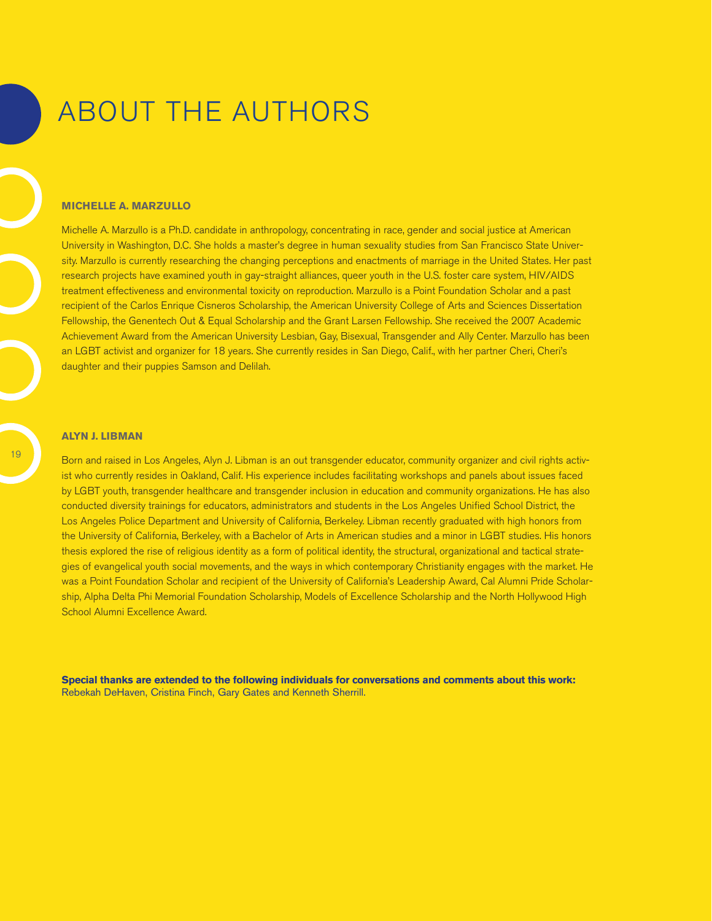# ABOUT THE AUTHORS

### MICHELLE A. MARZULLO

Michelle A. Marzullo is a Ph.D. candidate in anthropology, concentrating in race, gender and social justice at American University in Washington, D.C. She holds a master's degree in human sexuality studies from San Francisco State University. Marzullo is currently researching the changing perceptions and enactments of marriage in the United States. Her past research projects have examined youth in gay-straight alliances, queer youth in the U.S. foster care system, HIV/AIDS treatment effectiveness and environmental toxicity on reproduction. Marzullo is a Point Foundation Scholar and a past recipient of the Carlos Enrique Cisneros Scholarship, the American University College of Arts and Sciences Dissertation Fellowship, the Genentech Out & Equal Scholarship and the Grant Larsen Fellowship. She received the 2007 Academic Achievement Award from the American University Lesbian, Gay, Bisexual, Transgender and Ally Center. Marzullo has been an LGBT activist and organizer for 18 years. She currently resides in San Diego, Calif., with her partner Cheri, Cheri's daughter and their puppies Samson and Delilah.

### ALYN J. LIBMAN

Born and raised in Los Angeles, Alyn J. Libman is an out transgender educator, community organizer and civil rights activist who currently resides in Oakland, Calif. His experience includes facilitating workshops and panels about issues faced by LGBT youth, transgender healthcare and transgender inclusion in education and community organizations. He has also conducted diversity trainings for educators, administrators and students in the Los Angeles Unified School District, the Los Angeles Police Department and University of California, Berkeley. Libman recently graduated with high honors from the University of California, Berkeley, with a Bachelor of Arts in American studies and a minor in LGBT studies. His honors thesis explored the rise of religious identity as a form of political identity, the structural, organizational and tactical strategies of evangelical youth social movements, and the ways in which contemporary Christianity engages with the market. He was a Point Foundation Scholar and recipient of the University of California's Leadership Award, Cal Alumni Pride Scholarship, Alpha Delta Phi Memorial Foundation Scholarship, Models of Excellence Scholarship and the North Hollywood High School Alumni Excellence Award.

**Special thanks are extended to the following individuals for conversations and comments about this work:**
Rebekah DeHaven, Cristina Finch, Gary Gates and Kenneth Sherrill.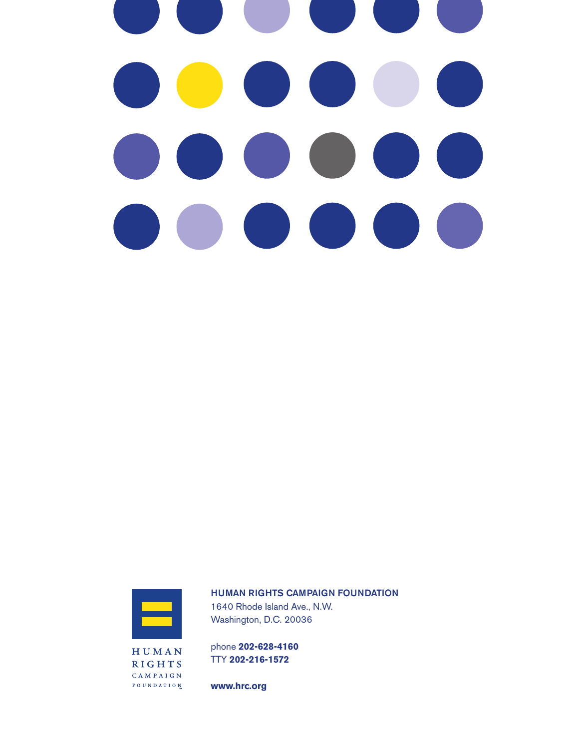HUMAN RIGHTS CAMPAIGN FOUNDATION

1640 Rhode Island Ave., N.W.
Washington, D.C. 20036

phone **202-628-4160**
TTY **202-216-1572**

**www.hrc.org**

HUMAN RIGHTS CAMPAIGN FOUNDATION